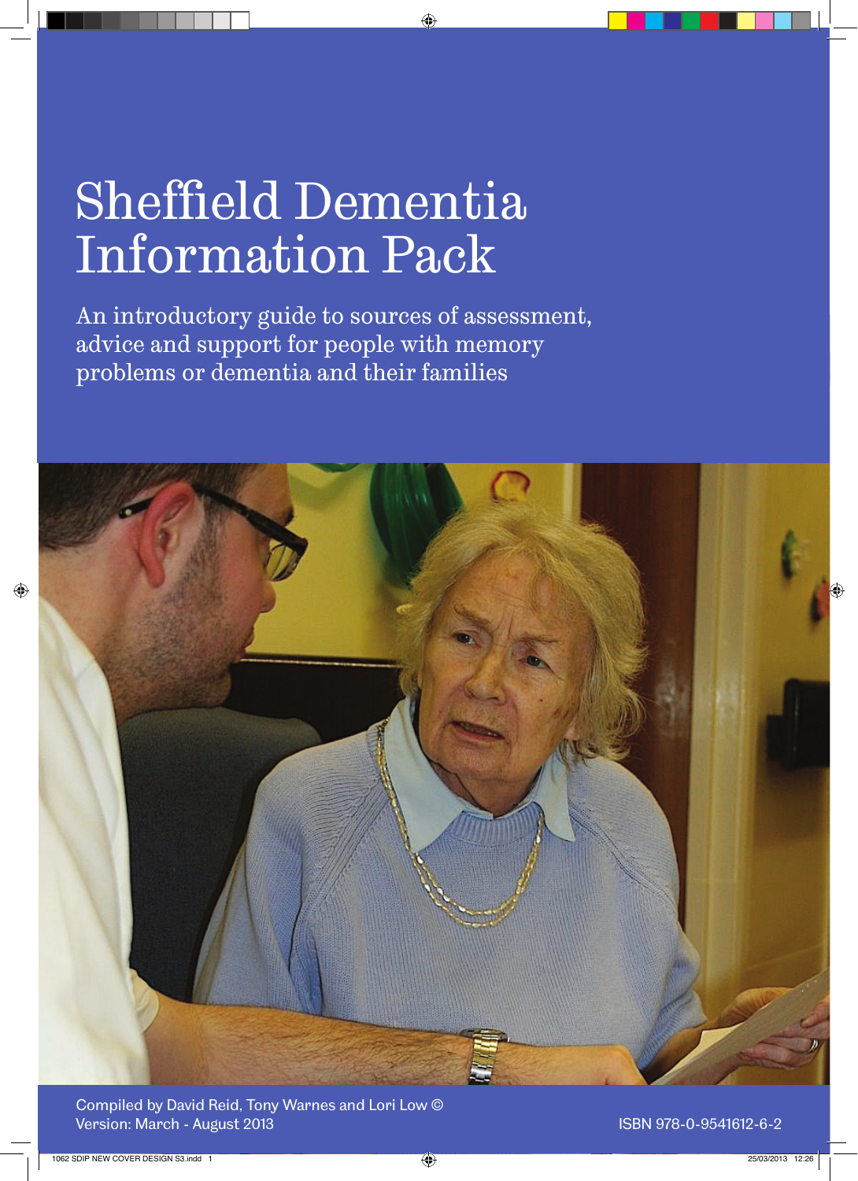# Sheffield Dementia Information Pack

An introductory guide to sources of assessment, advice and support for people with memory problems or dementia and their families

Compiled by David Reid, Tony Warnes and Lori Low ©
Version: March - August 2013

ISBN 978-0-9541612-6-2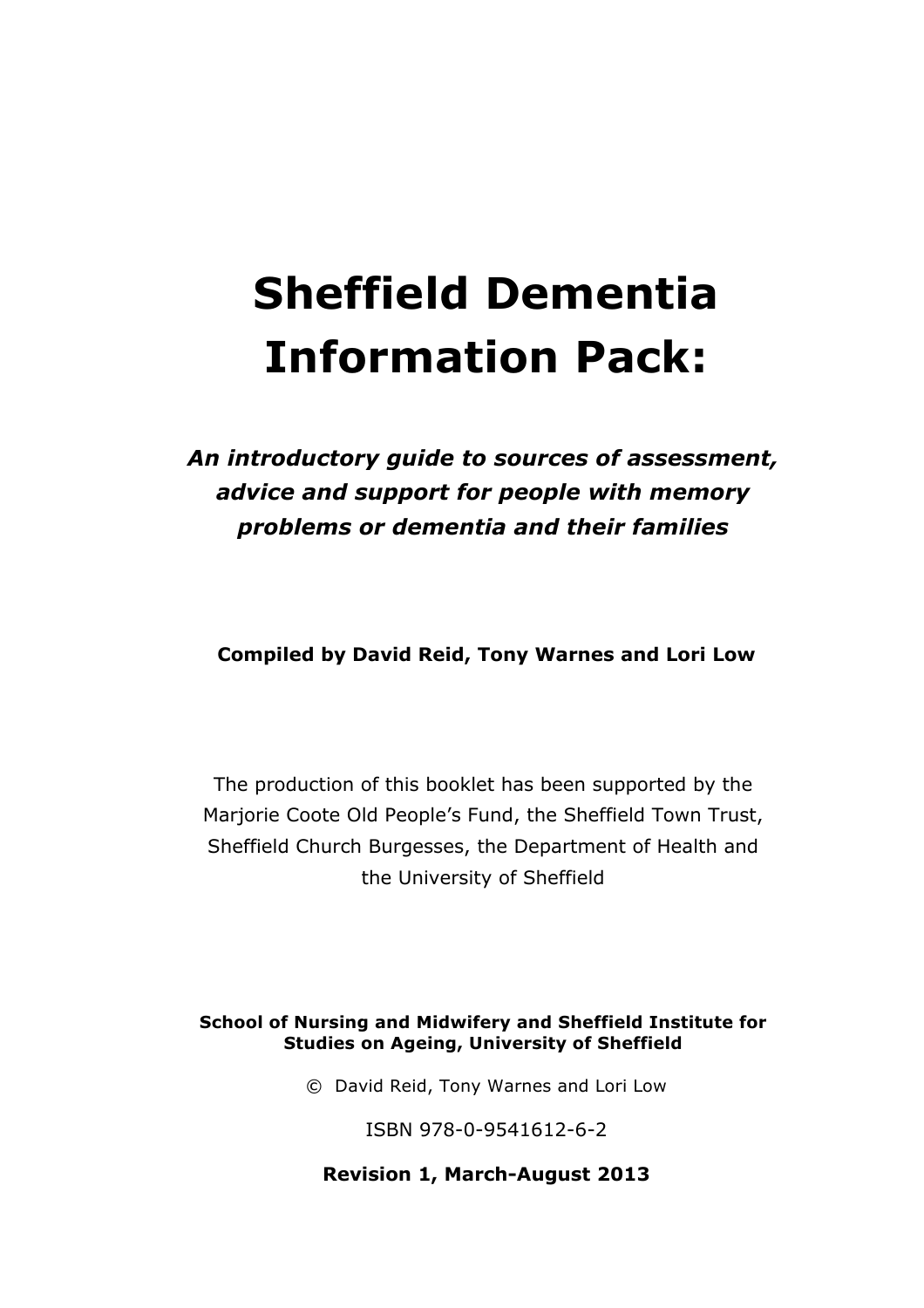# Sheffield Dementia Information Pack:

***An introductory guide to sources of assessment, advice and support for people with memory problems or dementia and their families***

**Compiled by David Reid, Tony Warnes and Lori Low**

The production of this booklet has been supported by the Marjorie Coote Old People's Fund, the Sheffield Town Trust, Sheffield Church Burgesses, the Department of Health and the University of Sheffield

**School of Nursing and Midwifery and Sheffield Institute for Studies on Ageing, University of Sheffield**

© David Reid, Tony Warnes and Lori Low

ISBN 978-0-9541612-6-2

**Revision 1, March-August 2013**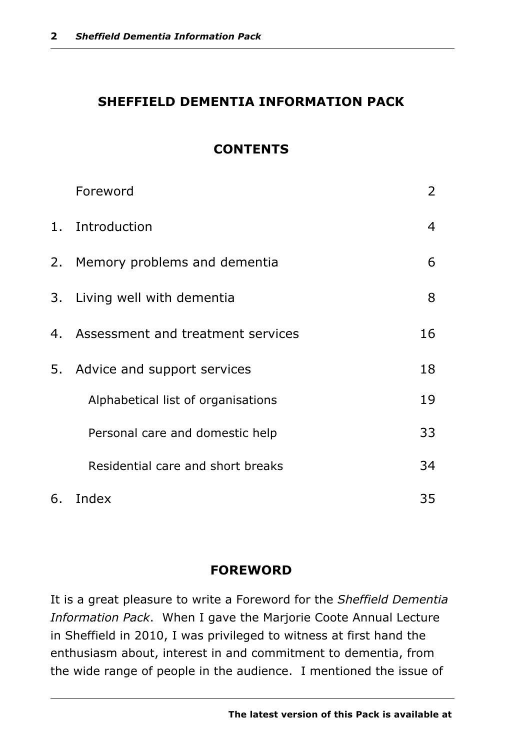## SHEFFIELD DEMENTIA INFORMATION PACK

## CONTENTS

| | | |
|---|---|---|
| | Foreword | 2 |
| 1. | Introduction | 4 |
| 2. | Memory problems and dementia | 6 |
| 3. | Living well with dementia | 8 |
| 4. | Assessment and treatment services | 16 |
| 5. | Advice and support services | 18 |
| | Alphabetical list of organisations | 19 |
| | Personal care and domestic help | 33 |
| | Residential care and short breaks | 34 |
| 6. | Index | 35 |

## FOREWORD

It is a great pleasure to write a Foreword for the *Sheffield Dementia Information Pack*. When I gave the Marjorie Coote Annual Lecture in Sheffield in 2010, I was privileged to witness at first hand the enthusiasm about, interest in and commitment to dementia, from the wide range of people in the audience. I mentioned the issue of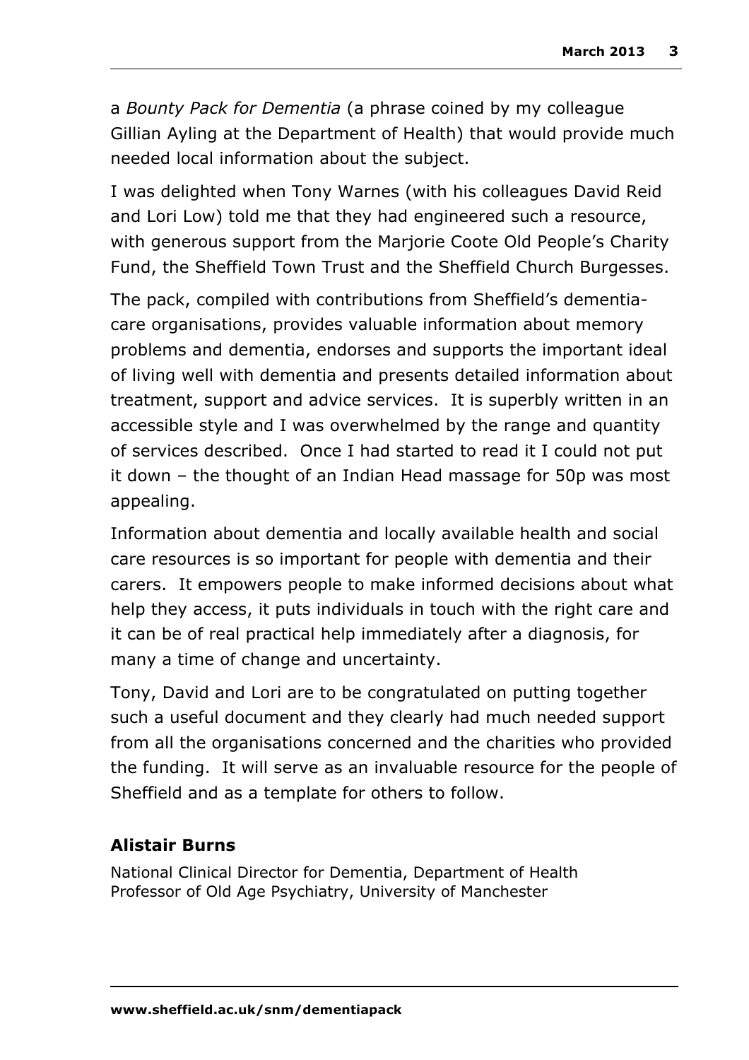a *Bounty Pack for Dementia* (a phrase coined by my colleague Gillian Ayling at the Department of Health) that would provide much needed local information about the subject.

I was delighted when Tony Warnes (with his colleagues David Reid and Lori Low) told me that they had engineered such a resource, with generous support from the Marjorie Coote Old People's Charity Fund, the Sheffield Town Trust and the Sheffield Church Burgesses.

The pack, compiled with contributions from Sheffield's dementia-care organisations, provides valuable information about memory problems and dementia, endorses and supports the important ideal of living well with dementia and presents detailed information about treatment, support and advice services. It is superbly written in an accessible style and I was overwhelmed by the range and quantity of services described. Once I had started to read it I could not put it down – the thought of an Indian Head massage for 50p was most appealing.

Information about dementia and locally available health and social care resources is so important for people with dementia and their carers. It empowers people to make informed decisions about what help they access, it puts individuals in touch with the right care and it can be of real practical help immediately after a diagnosis, for many a time of change and uncertainty.

Tony, David and Lori are to be congratulated on putting together such a useful document and they clearly had much needed support from all the organisations concerned and the charities who provided the funding. It will serve as an invaluable resource for the people of Sheffield and as a template for others to follow.

**Alistair Burns**

National Clinical Director for Dementia, Department of Health
Professor of Old Age Psychiatry, University of Manchester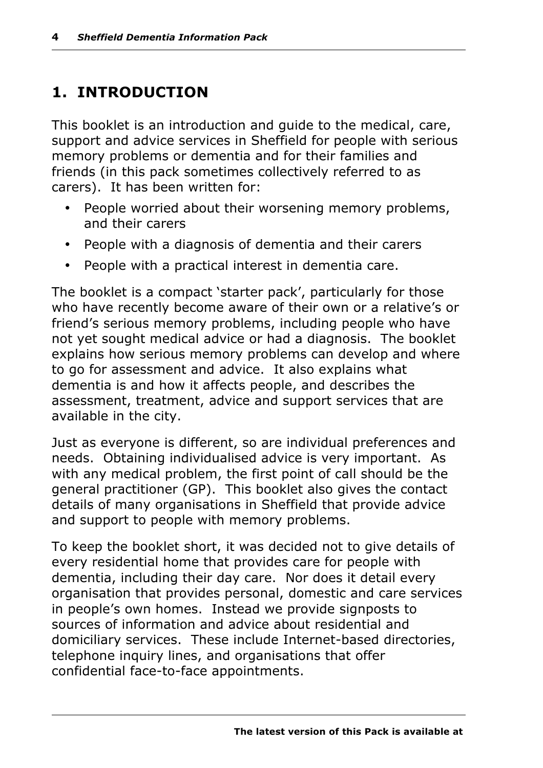# 1. INTRODUCTION

This booklet is an introduction and guide to the medical, care, support and advice services in Sheffield for people with serious memory problems or dementia and for their families and friends (in this pack sometimes collectively referred to as carers). It has been written for:

- People worried about their worsening memory problems, and their carers
- People with a diagnosis of dementia and their carers
- People with a practical interest in dementia care.

The booklet is a compact 'starter pack', particularly for those who have recently become aware of their own or a relative's or friend's serious memory problems, including people who have not yet sought medical advice or had a diagnosis. The booklet explains how serious memory problems can develop and where to go for assessment and advice. It also explains what dementia is and how it affects people, and describes the assessment, treatment, advice and support services that are available in the city.

Just as everyone is different, so are individual preferences and needs. Obtaining individualised advice is very important. As with any medical problem, the first point of call should be the general practitioner (GP). This booklet also gives the contact details of many organisations in Sheffield that provide advice and support to people with memory problems.

To keep the booklet short, it was decided not to give details of every residential home that provides care for people with dementia, including their day care. Nor does it detail every organisation that provides personal, domestic and care services in people's own homes. Instead we provide signposts to sources of information and advice about residential and domiciliary services. These include Internet-based directories, telephone inquiry lines, and organisations that offer confidential face-to-face appointments.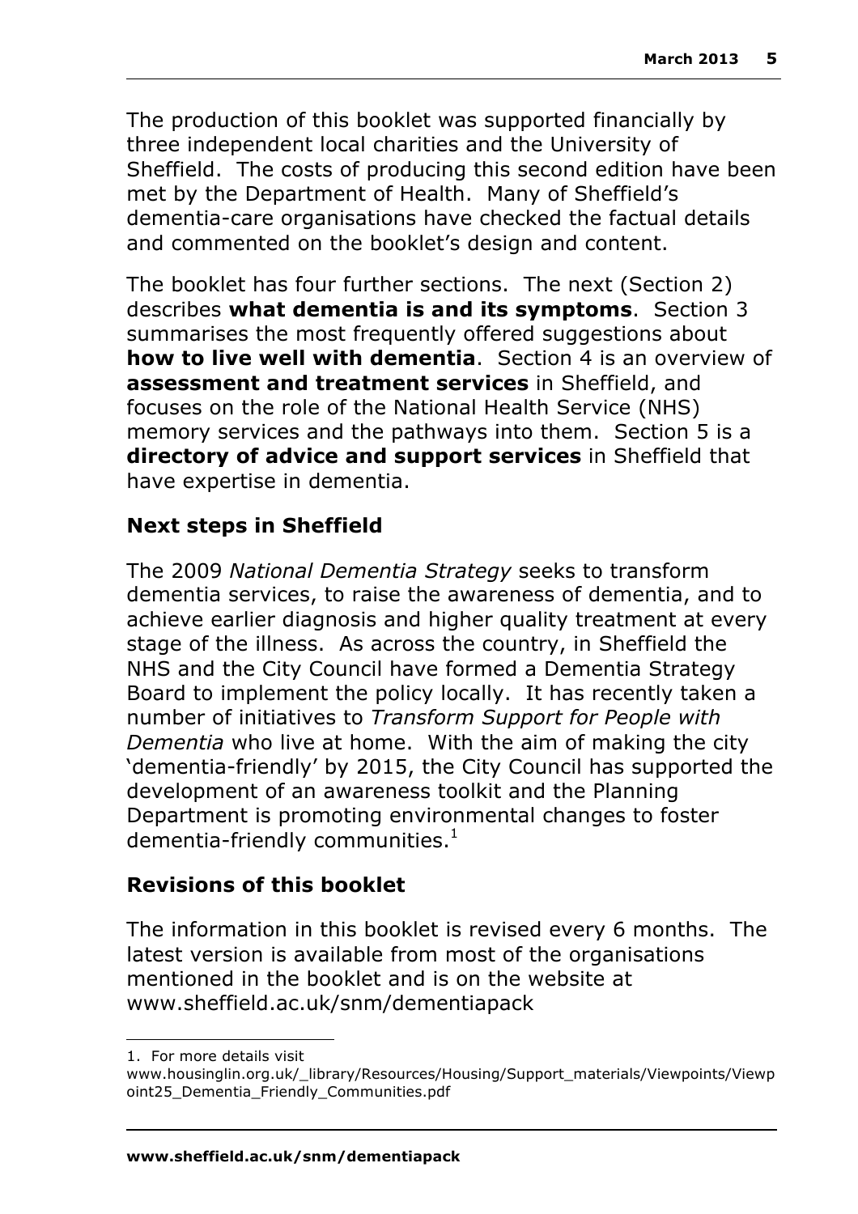The production of this booklet was supported financially by three independent local charities and the University of Sheffield. The costs of producing this second edition have been met by the Department of Health. Many of Sheffield's dementia-care organisations have checked the factual details and commented on the booklet's design and content.

The booklet has four further sections. The next (Section 2) describes **what dementia is and its symptoms**. Section 3 summarises the most frequently offered suggestions about **how to live well with dementia**. Section 4 is an overview of **assessment and treatment services** in Sheffield, and focuses on the role of the National Health Service (NHS) memory services and the pathways into them. Section 5 is a **directory of advice and support services** in Sheffield that have expertise in dementia.

## Next steps in Sheffield

The 2009 *National Dementia Strategy* seeks to transform dementia services, to raise the awareness of dementia, and to achieve earlier diagnosis and higher quality treatment at every stage of the illness. As across the country, in Sheffield the NHS and the City Council have formed a Dementia Strategy Board to implement the policy locally. It has recently taken a number of initiatives to *Transform Support for People with Dementia* who live at home. With the aim of making the city 'dementia-friendly' by 2015, the City Council has supported the development of an awareness toolkit and the Planning Department is promoting environmental changes to foster dementia-friendly communities.[1]

## Revisions of this booklet

The information in this booklet is revised every 6 months. The latest version is available from most of the organisations mentioned in the booklet and is on the website at www.sheffield.ac.uk/snm/dementiapack

1. For more details visit www.housinglin.org.uk/_library/Resources/Housing/Support_materials/Viewpoints/Viewpoint25_Dementia_Friendly_Communities.pdf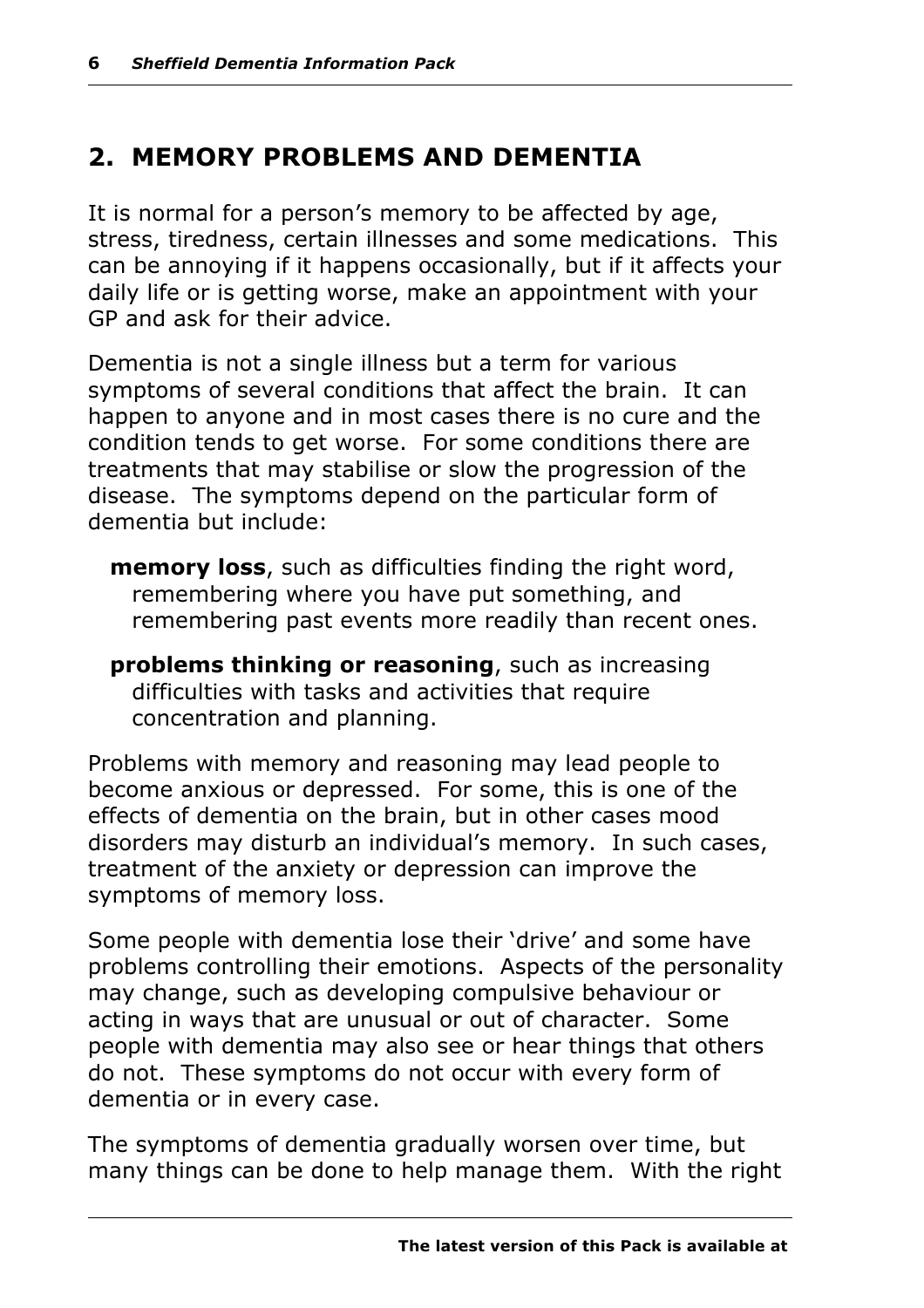## 2. MEMORY PROBLEMS AND DEMENTIA

It is normal for a person's memory to be affected by age, stress, tiredness, certain illnesses and some medications. This can be annoying if it happens occasionally, but if it affects your daily life or is getting worse, make an appointment with your GP and ask for their advice.

Dementia is not a single illness but a term for various symptoms of several conditions that affect the brain. It can happen to anyone and in most cases there is no cure and the condition tends to get worse. For some conditions there are treatments that may stabilise or slow the progression of the disease. The symptoms depend on the particular form of dementia but include:

**memory loss**, such as difficulties finding the right word, remembering where you have put something, and remembering past events more readily than recent ones.

**problems thinking or reasoning**, such as increasing difficulties with tasks and activities that require concentration and planning.

Problems with memory and reasoning may lead people to become anxious or depressed. For some, this is one of the effects of dementia on the brain, but in other cases mood disorders may disturb an individual's memory. In such cases, treatment of the anxiety or depression can improve the symptoms of memory loss.

Some people with dementia lose their 'drive' and some have problems controlling their emotions. Aspects of the personality may change, such as developing compulsive behaviour or acting in ways that are unusual or out of character. Some people with dementia may also see or hear things that others do not. These symptoms do not occur with every form of dementia or in every case.

The symptoms of dementia gradually worsen over time, but many things can be done to help manage them. With the right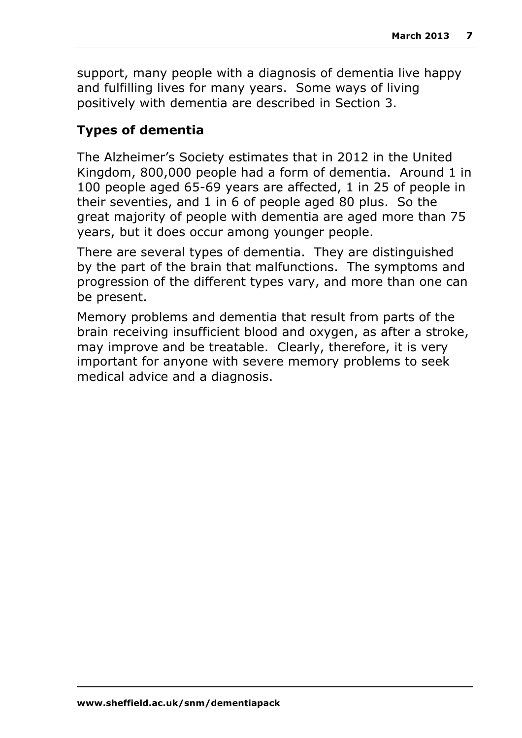support, many people with a diagnosis of dementia live happy and fulfilling lives for many years. Some ways of living positively with dementia are described in Section 3.

## Types of dementia

The Alzheimer's Society estimates that in 2012 in the United Kingdom, 800,000 people had a form of dementia. Around 1 in 100 people aged 65-69 years are affected, 1 in 25 of people in their seventies, and 1 in 6 of people aged 80 plus. So the great majority of people with dementia are aged more than 75 years, but it does occur among younger people.

There are several types of dementia. They are distinguished by the part of the brain that malfunctions. The symptoms and progression of the different types vary, and more than one can be present.

Memory problems and dementia that result from parts of the brain receiving insufficient blood and oxygen, as after a stroke, may improve and be treatable. Clearly, therefore, it is very important for anyone with severe memory problems to seek medical advice and a diagnosis.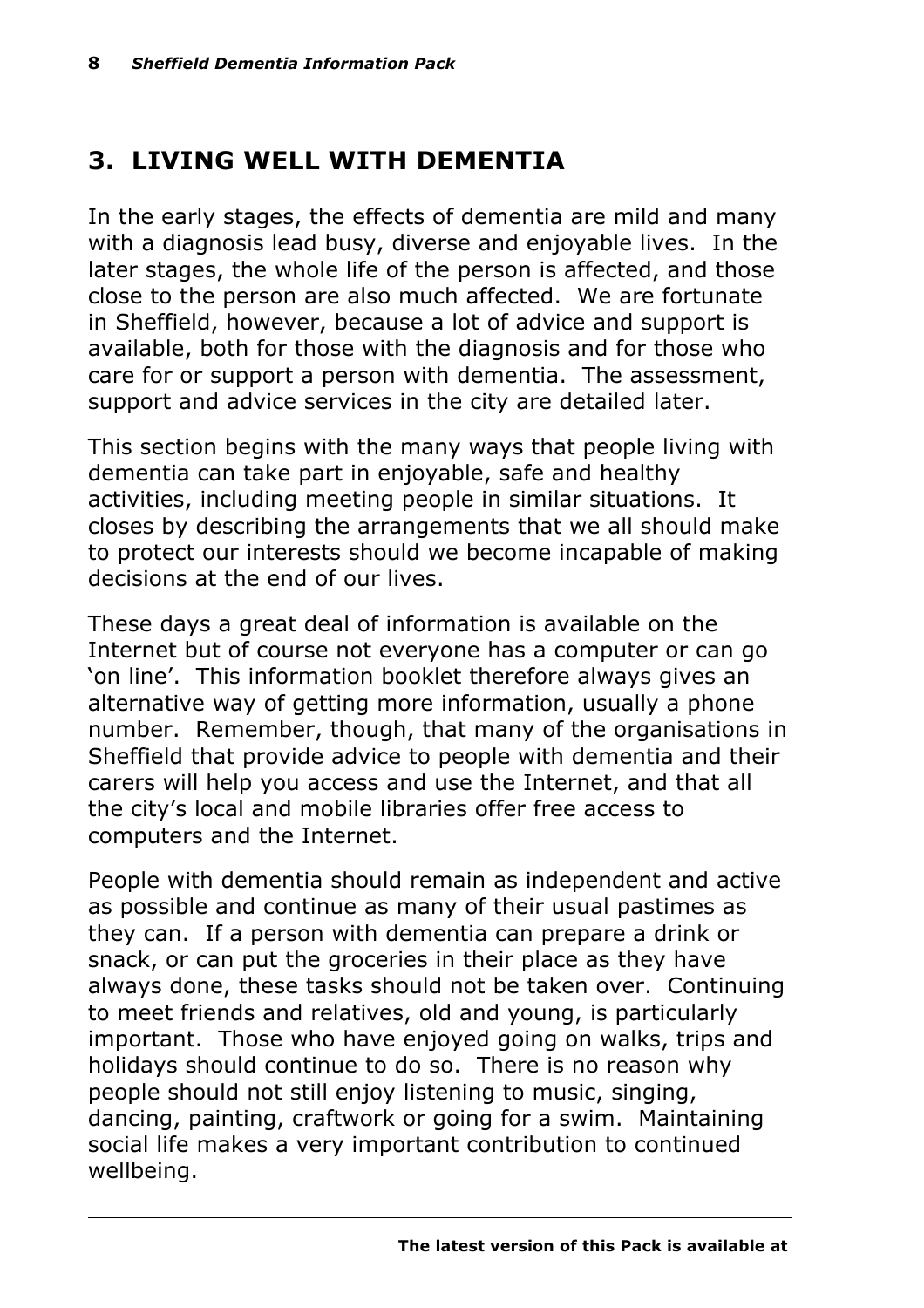## 3. LIVING WELL WITH DEMENTIA

In the early stages, the effects of dementia are mild and many with a diagnosis lead busy, diverse and enjoyable lives. In the later stages, the whole life of the person is affected, and those close to the person are also much affected. We are fortunate in Sheffield, however, because a lot of advice and support is available, both for those with the diagnosis and for those who care for or support a person with dementia. The assessment, support and advice services in the city are detailed later.

This section begins with the many ways that people living with dementia can take part in enjoyable, safe and healthy activities, including meeting people in similar situations. It closes by describing the arrangements that we all should make to protect our interests should we become incapable of making decisions at the end of our lives.

These days a great deal of information is available on the Internet but of course not everyone has a computer or can go 'on line'. This information booklet therefore always gives an alternative way of getting more information, usually a phone number. Remember, though, that many of the organisations in Sheffield that provide advice to people with dementia and their carers will help you access and use the Internet, and that all the city's local and mobile libraries offer free access to computers and the Internet.

People with dementia should remain as independent and active as possible and continue as many of their usual pastimes as they can. If a person with dementia can prepare a drink or snack, or can put the groceries in their place as they have always done, these tasks should not be taken over. Continuing to meet friends and relatives, old and young, is particularly important. Those who have enjoyed going on walks, trips and holidays should continue to do so. There is no reason why people should not still enjoy listening to music, singing, dancing, painting, craftwork or going for a swim. Maintaining social life makes a very important contribution to continued wellbeing.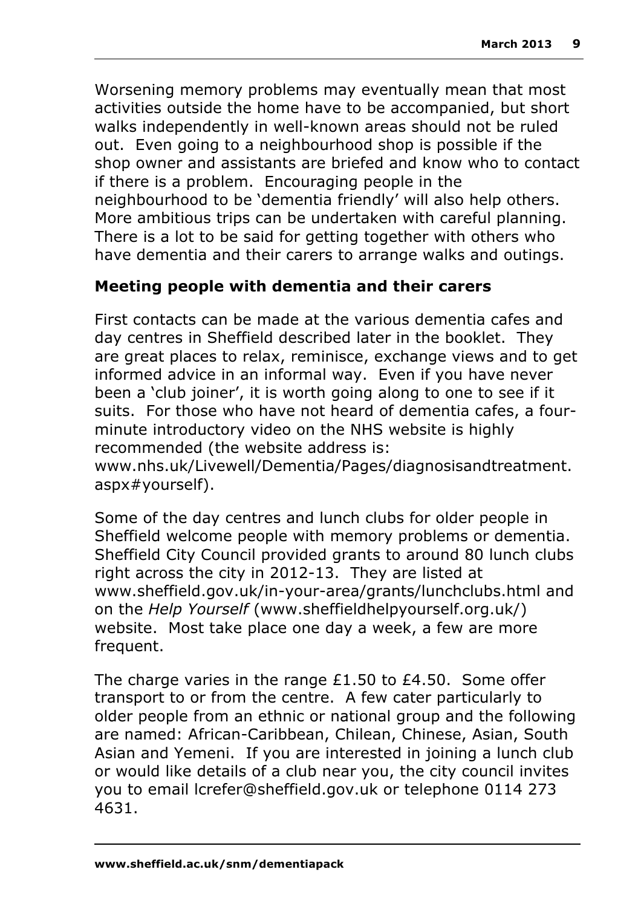Worsening memory problems may eventually mean that most activities outside the home have to be accompanied, but short walks independently in well-known areas should not be ruled out. Even going to a neighbourhood shop is possible if the shop owner and assistants are briefed and know who to contact if there is a problem. Encouraging people in the neighbourhood to be 'dementia friendly' will also help others. More ambitious trips can be undertaken with careful planning. There is a lot to be said for getting together with others who have dementia and their carers to arrange walks and outings.

## Meeting people with dementia and their carers

First contacts can be made at the various dementia cafes and day centres in Sheffield described later in the booklet. They are great places to relax, reminisce, exchange views and to get informed advice in an informal way. Even if you have never been a 'club joiner', it is worth going along to one to see if it suits. For those who have not heard of dementia cafes, a four-minute introductory video on the NHS website is highly recommended (the website address is: www.nhs.uk/Livewell/Dementia/Pages/diagnosisandtreatment.aspx#yourself).

Some of the day centres and lunch clubs for older people in Sheffield welcome people with memory problems or dementia. Sheffield City Council provided grants to around 80 lunch clubs right across the city in 2012-13. They are listed at www.sheffield.gov.uk/in-your-area/grants/lunchclubs.html and on the *Help Yourself* (www.sheffieldhelpyourself.org.uk/) website. Most take place one day a week, a few are more frequent.

The charge varies in the range £1.50 to £4.50. Some offer transport to or from the centre. A few cater particularly to older people from an ethnic or national group and the following are named: African-Caribbean, Chilean, Chinese, Asian, South Asian and Yemeni. If you are interested in joining a lunch club or would like details of a club near you, the city council invites you to email lcrefer@sheffield.gov.uk or telephone 0114 273 4631.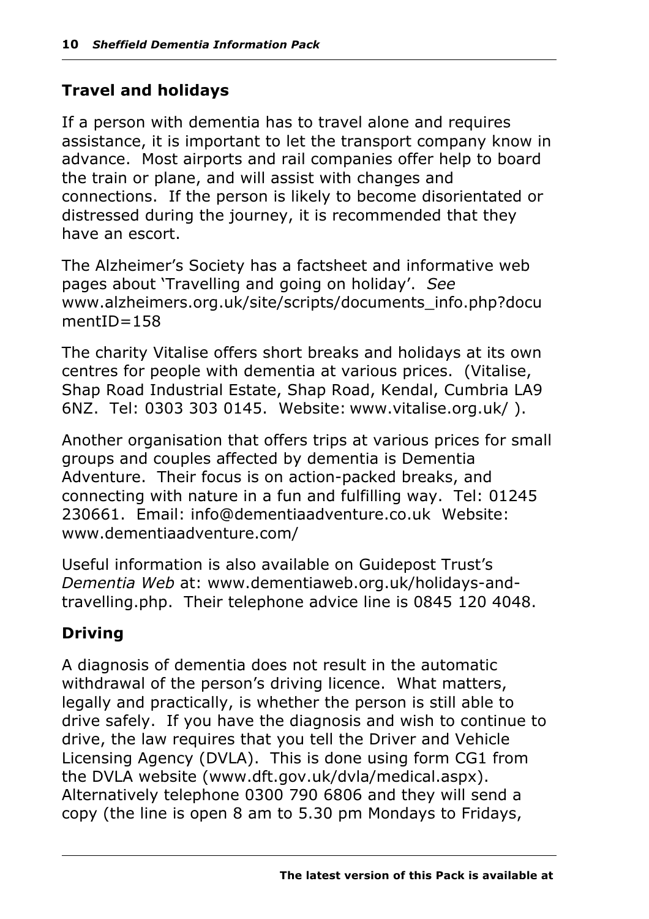## Travel and holidays

If a person with dementia has to travel alone and requires assistance, it is important to let the transport company know in advance. Most airports and rail companies offer help to board the train or plane, and will assist with changes and connections. If the person is likely to become disorientated or distressed during the journey, it is recommended that they have an escort.

The Alzheimer's Society has a factsheet and informative web pages about 'Travelling and going on holiday'. *See* www.alzheimers.org.uk/site/scripts/documents_info.php?documentID=158

The charity Vitalise offers short breaks and holidays at its own centres for people with dementia at various prices. (Vitalise, Shap Road Industrial Estate, Shap Road, Kendal, Cumbria LA9 6NZ. Tel: 0303 303 0145. Website: www.vitalise.org.uk/ ).

Another organisation that offers trips at various prices for small groups and couples affected by dementia is Dementia Adventure. Their focus is on action-packed breaks, and connecting with nature in a fun and fulfilling way. Tel: 01245 230661. Email: info@dementiaadventure.co.uk Website: www.dementiaadventure.com/

Useful information is also available on Guidepost Trust's *Dementia Web* at: www.dementiaweb.org.uk/holidays-and-travelling.php. Their telephone advice line is 0845 120 4048.

## Driving

A diagnosis of dementia does not result in the automatic withdrawal of the person's driving licence. What matters, legally and practically, is whether the person is still able to drive safely. If you have the diagnosis and wish to continue to drive, the law requires that you tell the Driver and Vehicle Licensing Agency (DVLA). This is done using form CG1 from the DVLA website (www.dft.gov.uk/dvla/medical.aspx). Alternatively telephone 0300 790 6806 and they will send a copy (the line is open 8 am to 5.30 pm Mondays to Fridays,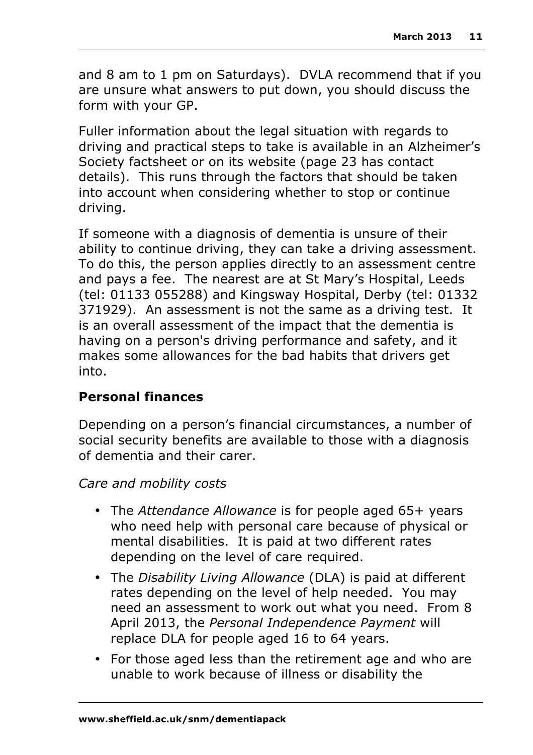and 8 am to 1 pm on Saturdays). DVLA recommend that if you are unsure what answers to put down, you should discuss the form with your GP.

Fuller information about the legal situation with regards to driving and practical steps to take is available in an Alzheimer's Society factsheet or on its website (page 23 has contact details). This runs through the factors that should be taken into account when considering whether to stop or continue driving.

If someone with a diagnosis of dementia is unsure of their ability to continue driving, they can take a driving assessment. To do this, the person applies directly to an assessment centre and pays a fee. The nearest are at St Mary's Hospital, Leeds (tel: 01133 055288) and Kingsway Hospital, Derby (tel: 01332 371929). An assessment is not the same as a driving test. It is an overall assessment of the impact that the dementia is having on a person's driving performance and safety, and it makes some allowances for the bad habits that drivers get into.

### Personal finances

Depending on a person's financial circumstances, a number of social security benefits are available to those with a diagnosis of dementia and their carer.

*Care and mobility costs*

- The *Attendance Allowance* is for people aged 65+ years who need help with personal care because of physical or mental disabilities. It is paid at two different rates depending on the level of care required.
- The *Disability Living Allowance* (DLA) is paid at different rates depending on the level of help needed. You may need an assessment to work out what you need. From 8 April 2013, the *Personal Independence Payment* will replace DLA for people aged 16 to 64 years.
- For those aged less than the retirement age and who are unable to work because of illness or disability the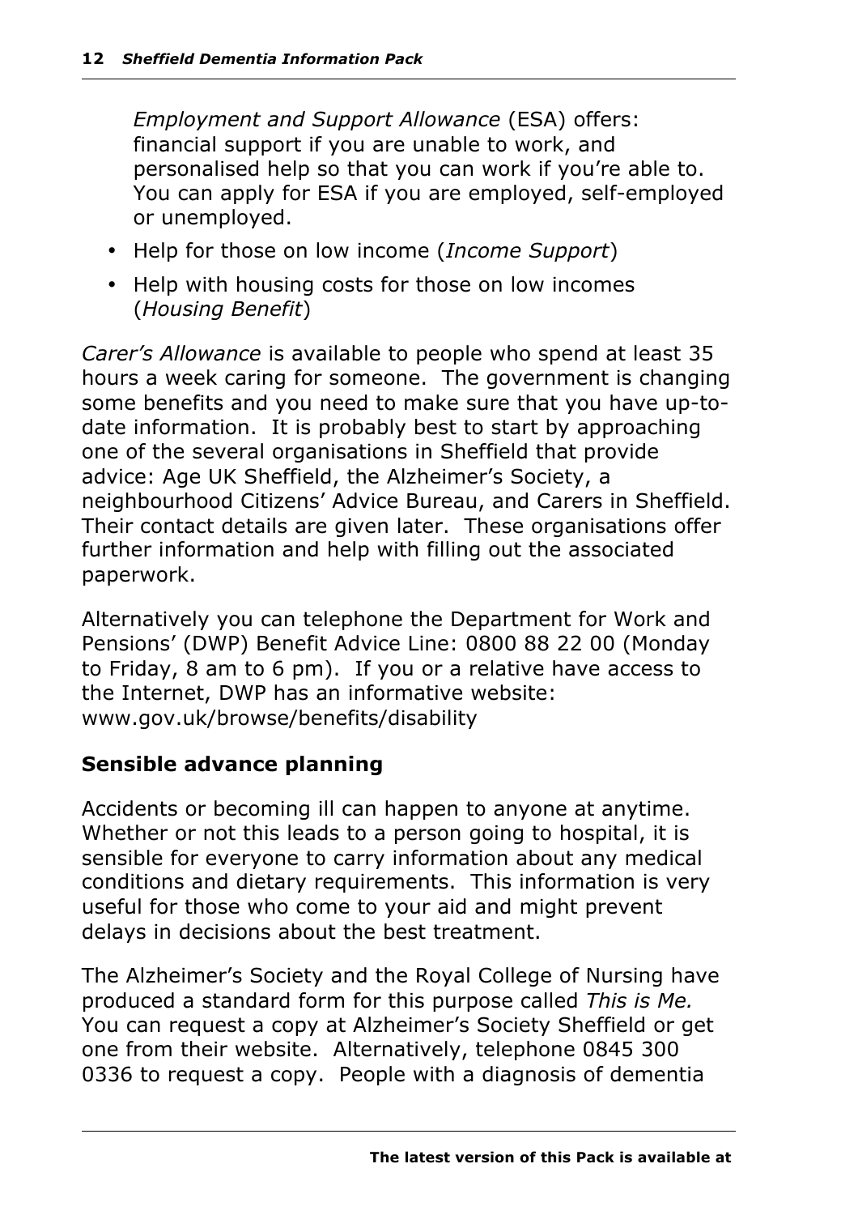*Employment and Support Allowance* (ESA) offers: financial support if you are unable to work, and personalised help so that you can work if you're able to. You can apply for ESA if you are employed, self-employed or unemployed.

- Help for those on low income (*Income Support*)
- Help with housing costs for those on low incomes (*Housing Benefit*)

*Carer's Allowance* is available to people who spend at least 35 hours a week caring for someone. The government is changing some benefits and you need to make sure that you have up-to-date information. It is probably best to start by approaching one of the several organisations in Sheffield that provide advice: Age UK Sheffield, the Alzheimer's Society, a neighbourhood Citizens' Advice Bureau, and Carers in Sheffield. Their contact details are given later. These organisations offer further information and help with filling out the associated paperwork.

Alternatively you can telephone the Department for Work and Pensions' (DWP) Benefit Advice Line: 0800 88 22 00 (Monday to Friday, 8 am to 6 pm). If you or a relative have access to the Internet, DWP has an informative website: www.gov.uk/browse/benefits/disability

## Sensible advance planning

Accidents or becoming ill can happen to anyone at anytime. Whether or not this leads to a person going to hospital, it is sensible for everyone to carry information about any medical conditions and dietary requirements. This information is very useful for those who come to your aid and might prevent delays in decisions about the best treatment.

The Alzheimer's Society and the Royal College of Nursing have produced a standard form for this purpose called *This is Me.* You can request a copy at Alzheimer's Society Sheffield or get one from their website. Alternatively, telephone 0845 300 0336 to request a copy. People with a diagnosis of dementia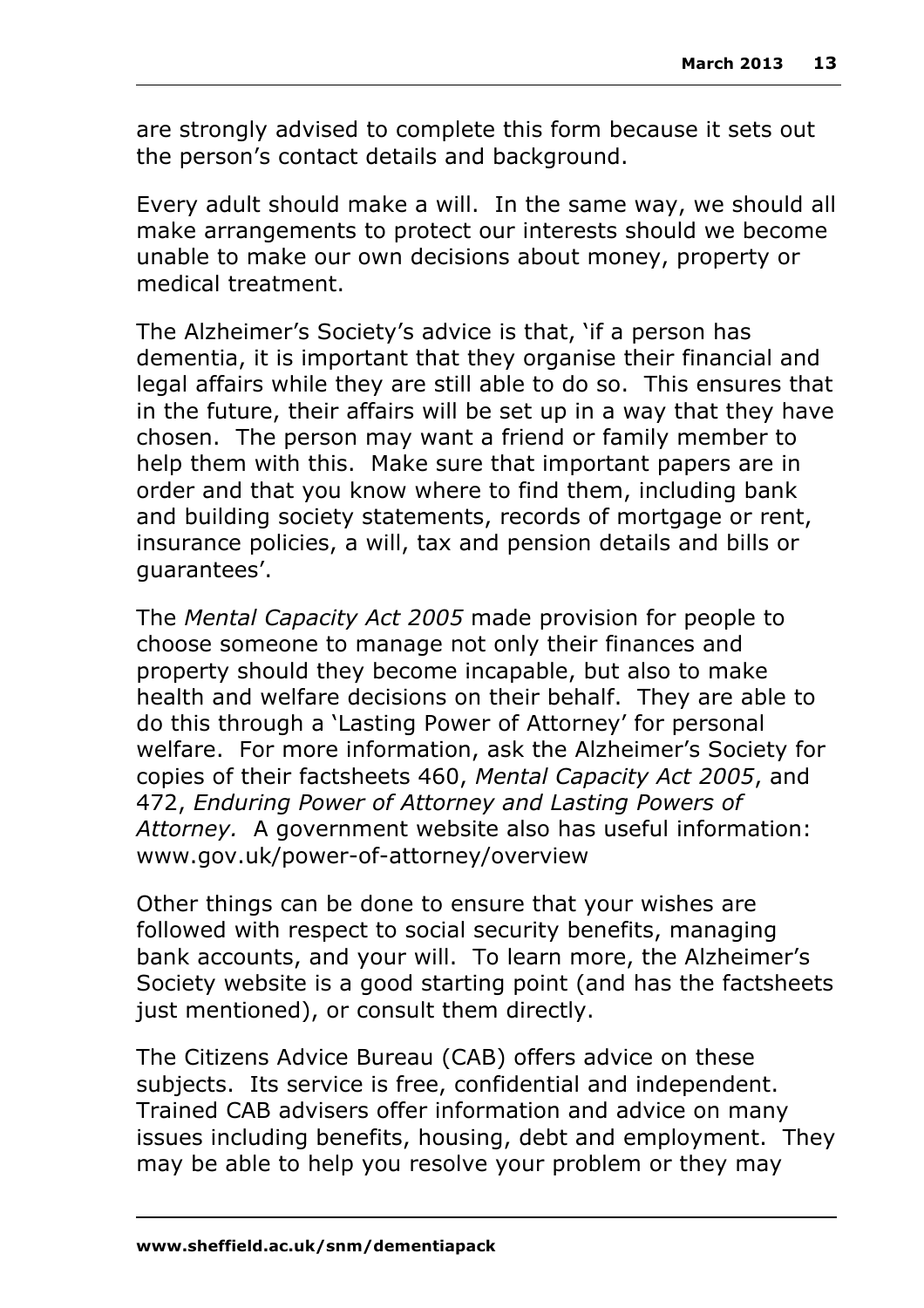are strongly advised to complete this form because it sets out the person's contact details and background.

Every adult should make a will. In the same way, we should all make arrangements to protect our interests should we become unable to make our own decisions about money, property or medical treatment.

The Alzheimer's Society's advice is that, 'if a person has dementia, it is important that they organise their financial and legal affairs while they are still able to do so. This ensures that in the future, their affairs will be set up in a way that they have chosen. The person may want a friend or family member to help them with this. Make sure that important papers are in order and that you know where to find them, including bank and building society statements, records of mortgage or rent, insurance policies, a will, tax and pension details and bills or guarantees'.

The *Mental Capacity Act 2005* made provision for people to choose someone to manage not only their finances and property should they become incapable, but also to make health and welfare decisions on their behalf. They are able to do this through a 'Lasting Power of Attorney' for personal welfare. For more information, ask the Alzheimer's Society for copies of their factsheets 460, *Mental Capacity Act 2005*, and 472, *Enduring Power of Attorney and Lasting Powers of Attorney.* A government website also has useful information: www.gov.uk/power-of-attorney/overview

Other things can be done to ensure that your wishes are followed with respect to social security benefits, managing bank accounts, and your will. To learn more, the Alzheimer's Society website is a good starting point (and has the factsheets just mentioned), or consult them directly.

The Citizens Advice Bureau (CAB) offers advice on these subjects. Its service is free, confidential and independent. Trained CAB advisers offer information and advice on many issues including benefits, housing, debt and employment. They may be able to help you resolve your problem or they may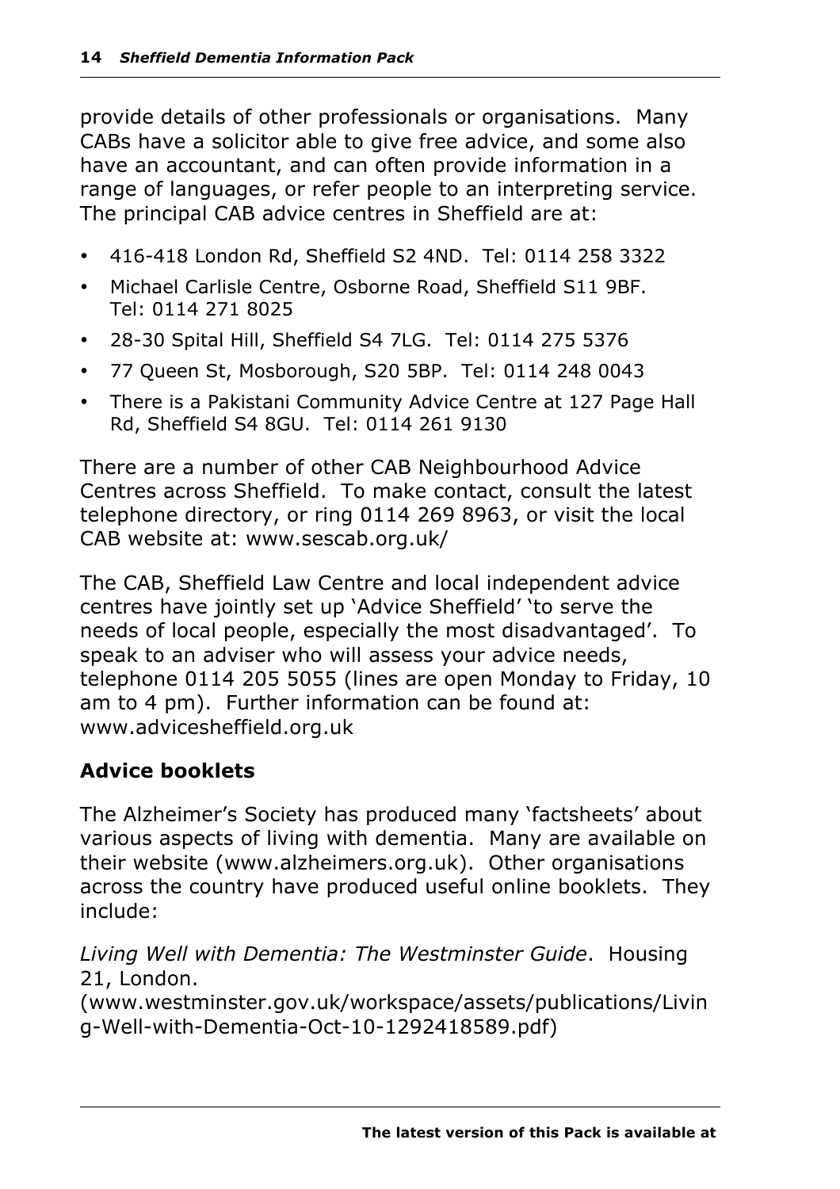provide details of other professionals or organisations. Many CABs have a solicitor able to give free advice, and some also have an accountant, and can often provide information in a range of languages, or refer people to an interpreting service. The principal CAB advice centres in Sheffield are at:

- 416-418 London Rd, Sheffield S2 4ND. Tel: 0114 258 3322
- Michael Carlisle Centre, Osborne Road, Sheffield S11 9BF. Tel: 0114 271 8025
- 28-30 Spital Hill, Sheffield S4 7LG. Tel: 0114 275 5376
- 77 Queen St, Mosborough, S20 5BP. Tel: 0114 248 0043
- There is a Pakistani Community Advice Centre at 127 Page Hall Rd, Sheffield S4 8GU. Tel: 0114 261 9130

There are a number of other CAB Neighbourhood Advice Centres across Sheffield. To make contact, consult the latest telephone directory, or ring 0114 269 8963, or visit the local CAB website at: www.sescab.org.uk/

The CAB, Sheffield Law Centre and local independent advice centres have jointly set up 'Advice Sheffield' 'to serve the needs of local people, especially the most disadvantaged'. To speak to an adviser who will assess your advice needs, telephone 0114 205 5055 (lines are open Monday to Friday, 10 am to 4 pm). Further information can be found at: www.advicesheffield.org.uk

## Advice booklets

The Alzheimer's Society has produced many 'factsheets' about various aspects of living with dementia. Many are available on their website (www.alzheimers.org.uk). Other organisations across the country have produced useful online booklets. They include:

*Living Well with Dementia: The Westminster Guide*. Housing 21, London. (www.westminster.gov.uk/workspace/assets/publications/Living-Well-with-Dementia-Oct-10-1292418589.pdf)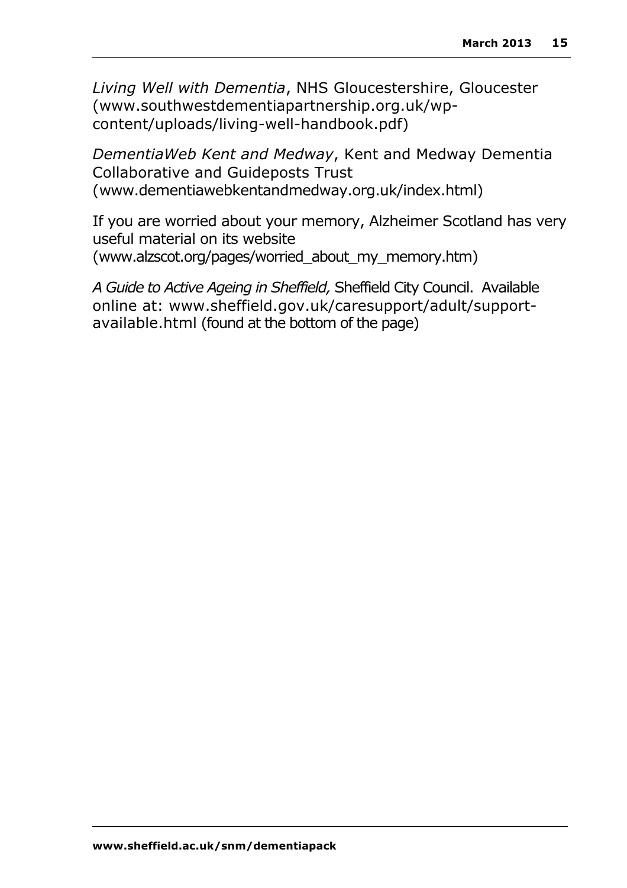*Living Well with Dementia*, NHS Gloucestershire, Gloucester (www.southwestdementiapartnership.org.uk/wp-content/uploads/living-well-handbook.pdf)

*DementiaWeb Kent and Medway*, Kent and Medway Dementia Collaborative and Guideposts Trust (www.dementiawebkentandmedway.org.uk/index.html)

If you are worried about your memory, Alzheimer Scotland has very useful material on its website (www.alzscot.org/pages/worried_about_my_memory.htm)

*A Guide to Active Ageing in Sheffield,* Sheffield City Council. Available online at: www.sheffield.gov.uk/caresupport/adult/support-available.html (found at the bottom of the page)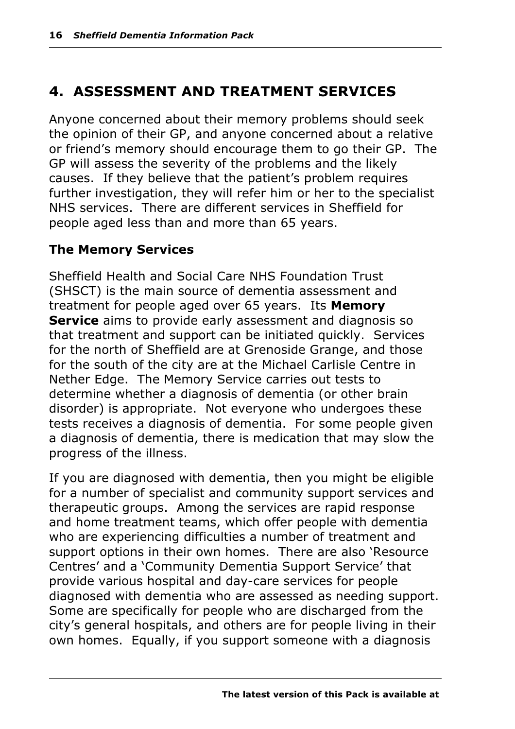# 4. ASSESSMENT AND TREATMENT SERVICES

Anyone concerned about their memory problems should seek the opinion of their GP, and anyone concerned about a relative or friend's memory should encourage them to go their GP. The GP will assess the severity of the problems and the likely causes. If they believe that the patient's problem requires further investigation, they will refer him or her to the specialist NHS services. There are different services in Sheffield for people aged less than and more than 65 years.

### The Memory Services

Sheffield Health and Social Care NHS Foundation Trust (SHSCT) is the main source of dementia assessment and treatment for people aged over 65 years. Its **Memory Service** aims to provide early assessment and diagnosis so that treatment and support can be initiated quickly. Services for the north of Sheffield are at Grenoside Grange, and those for the south of the city are at the Michael Carlisle Centre in Nether Edge. The Memory Service carries out tests to determine whether a diagnosis of dementia (or other brain disorder) is appropriate. Not everyone who undergoes these tests receives a diagnosis of dementia. For some people given a diagnosis of dementia, there is medication that may slow the progress of the illness.

If you are diagnosed with dementia, then you might be eligible for a number of specialist and community support services and therapeutic groups. Among the services are rapid response and home treatment teams, which offer people with dementia who are experiencing difficulties a number of treatment and support options in their own homes. There are also 'Resource Centres' and a 'Community Dementia Support Service' that provide various hospital and day-care services for people diagnosed with dementia who are assessed as needing support. Some are specifically for people who are discharged from the city's general hospitals, and others are for people living in their own homes. Equally, if you support someone with a diagnosis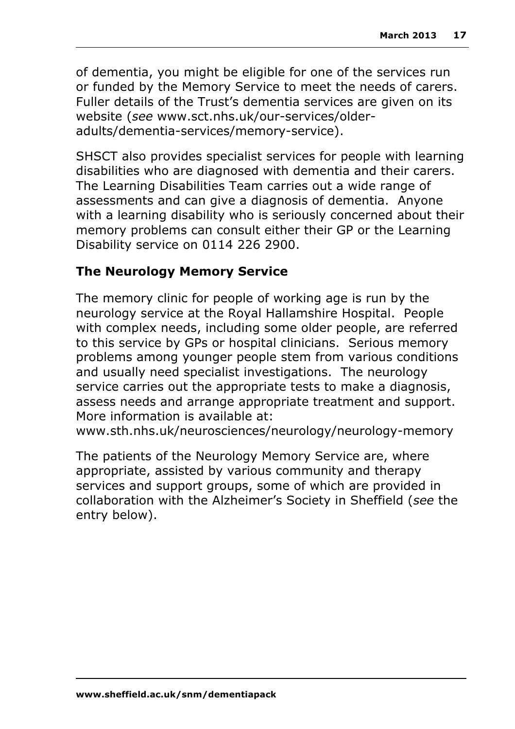of dementia, you might be eligible for one of the services run or funded by the Memory Service to meet the needs of carers. Fuller details of the Trust's dementia services are given on its website (*see* www.sct.nhs.uk/our-services/older-adults/dementia-services/memory-service).

SHSCT also provides specialist services for people with learning disabilities who are diagnosed with dementia and their carers. The Learning Disabilities Team carries out a wide range of assessments and can give a diagnosis of dementia. Anyone with a learning disability who is seriously concerned about their memory problems can consult either their GP or the Learning Disability service on 0114 226 2900.

### The Neurology Memory Service

The memory clinic for people of working age is run by the neurology service at the Royal Hallamshire Hospital. People with complex needs, including some older people, are referred to this service by GPs or hospital clinicians. Serious memory problems among younger people stem from various conditions and usually need specialist investigations. The neurology service carries out the appropriate tests to make a diagnosis, assess needs and arrange appropriate treatment and support. More information is available at:
www.sth.nhs.uk/neurosciences/neurology/neurology-memory

The patients of the Neurology Memory Service are, where appropriate, assisted by various community and therapy services and support groups, some of which are provided in collaboration with the Alzheimer's Society in Sheffield (*see* the entry below).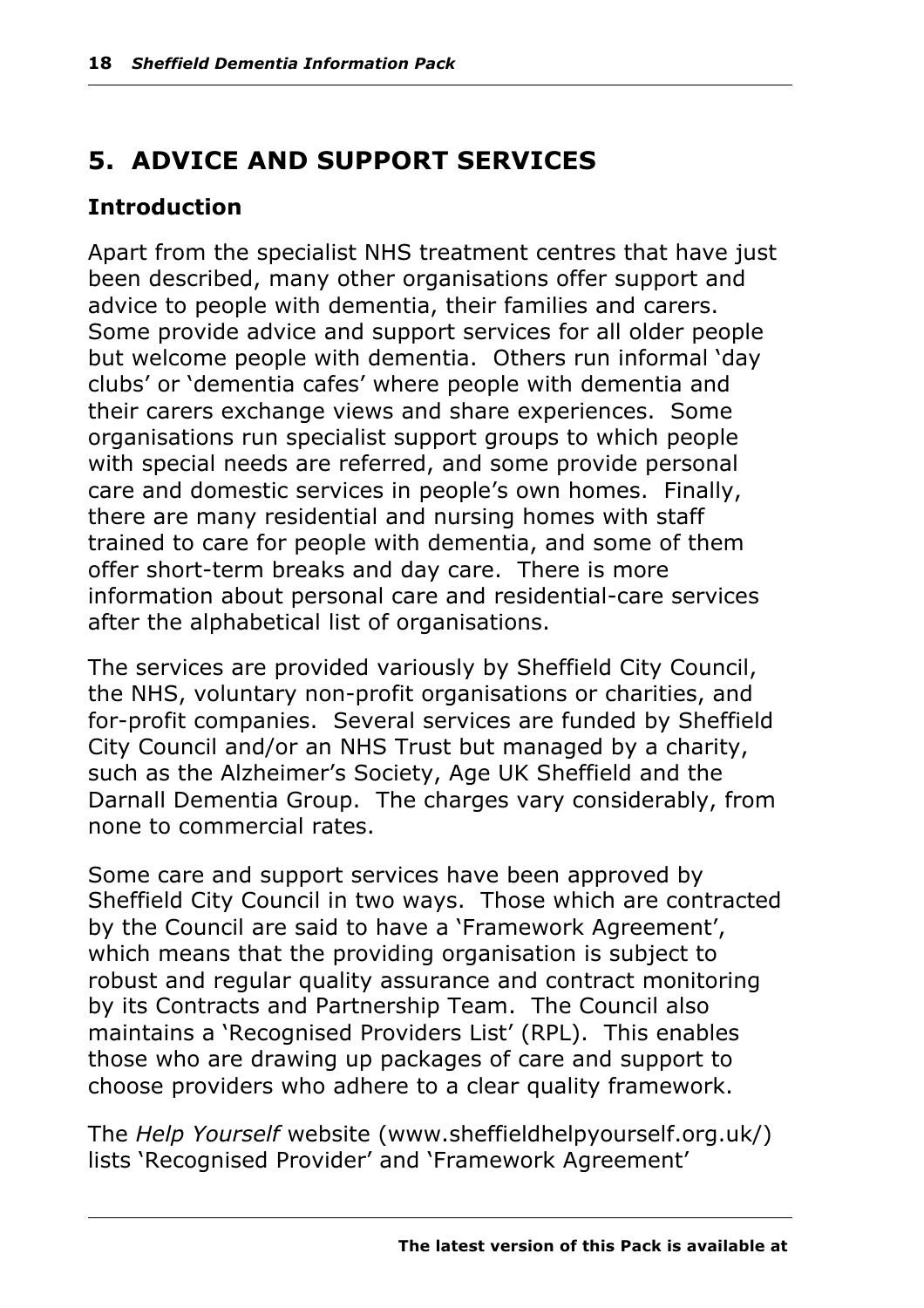## 5. ADVICE AND SUPPORT SERVICES

### Introduction

Apart from the specialist NHS treatment centres that have just been described, many other organisations offer support and advice to people with dementia, their families and carers. Some provide advice and support services for all older people but welcome people with dementia. Others run informal 'day clubs' or 'dementia cafes' where people with dementia and their carers exchange views and share experiences. Some organisations run specialist support groups to which people with special needs are referred, and some provide personal care and domestic services in people's own homes. Finally, there are many residential and nursing homes with staff trained to care for people with dementia, and some of them offer short-term breaks and day care. There is more information about personal care and residential-care services after the alphabetical list of organisations.

The services are provided variously by Sheffield City Council, the NHS, voluntary non-profit organisations or charities, and for-profit companies. Several services are funded by Sheffield City Council and/or an NHS Trust but managed by a charity, such as the Alzheimer's Society, Age UK Sheffield and the Darnall Dementia Group. The charges vary considerably, from none to commercial rates.

Some care and support services have been approved by Sheffield City Council in two ways. Those which are contracted by the Council are said to have a 'Framework Agreement', which means that the providing organisation is subject to robust and regular quality assurance and contract monitoring by its Contracts and Partnership Team. The Council also maintains a 'Recognised Providers List' (RPL). This enables those who are drawing up packages of care and support to choose providers who adhere to a clear quality framework.

The *Help Yourself* website (www.sheffieldhelpyourself.org.uk/) lists 'Recognised Provider' and 'Framework Agreement'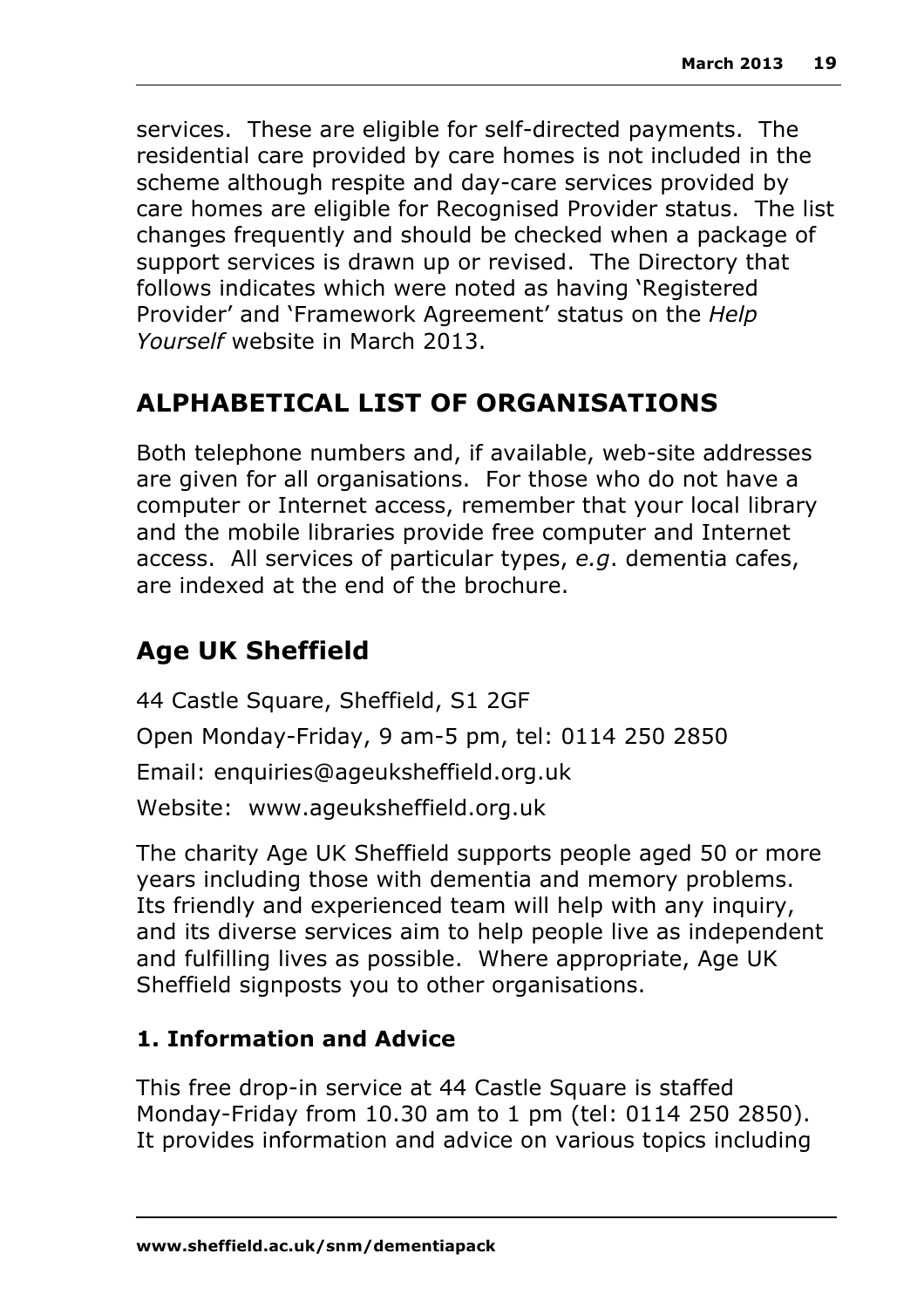services. These are eligible for self-directed payments. The residential care provided by care homes is not included in the scheme although respite and day-care services provided by care homes are eligible for Recognised Provider status. The list changes frequently and should be checked when a package of support services is drawn up or revised. The Directory that follows indicates which were noted as having 'Registered Provider' and 'Framework Agreement' status on the *Help Yourself* website in March 2013.

## ALPHABETICAL LIST OF ORGANISATIONS

Both telephone numbers and, if available, web-site addresses are given for all organisations. For those who do not have a computer or Internet access, remember that your local library and the mobile libraries provide free computer and Internet access. All services of particular types, *e.g*. dementia cafes, are indexed at the end of the brochure.

## Age UK Sheffield

44 Castle Square, Sheffield, S1 2GF

Open Monday-Friday, 9 am-5 pm, tel: 0114 250 2850

Email: enquiries@ageuksheffield.org.uk

Website: www.ageuksheffield.org.uk

The charity Age UK Sheffield supports people aged 50 or more years including those with dementia and memory problems. Its friendly and experienced team will help with any inquiry, and its diverse services aim to help people live as independent and fulfilling lives as possible. Where appropriate, Age UK Sheffield signposts you to other organisations.

### 1. Information and Advice

This free drop-in service at 44 Castle Square is staffed Monday-Friday from 10.30 am to 1 pm (tel: 0114 250 2850). It provides information and advice on various topics including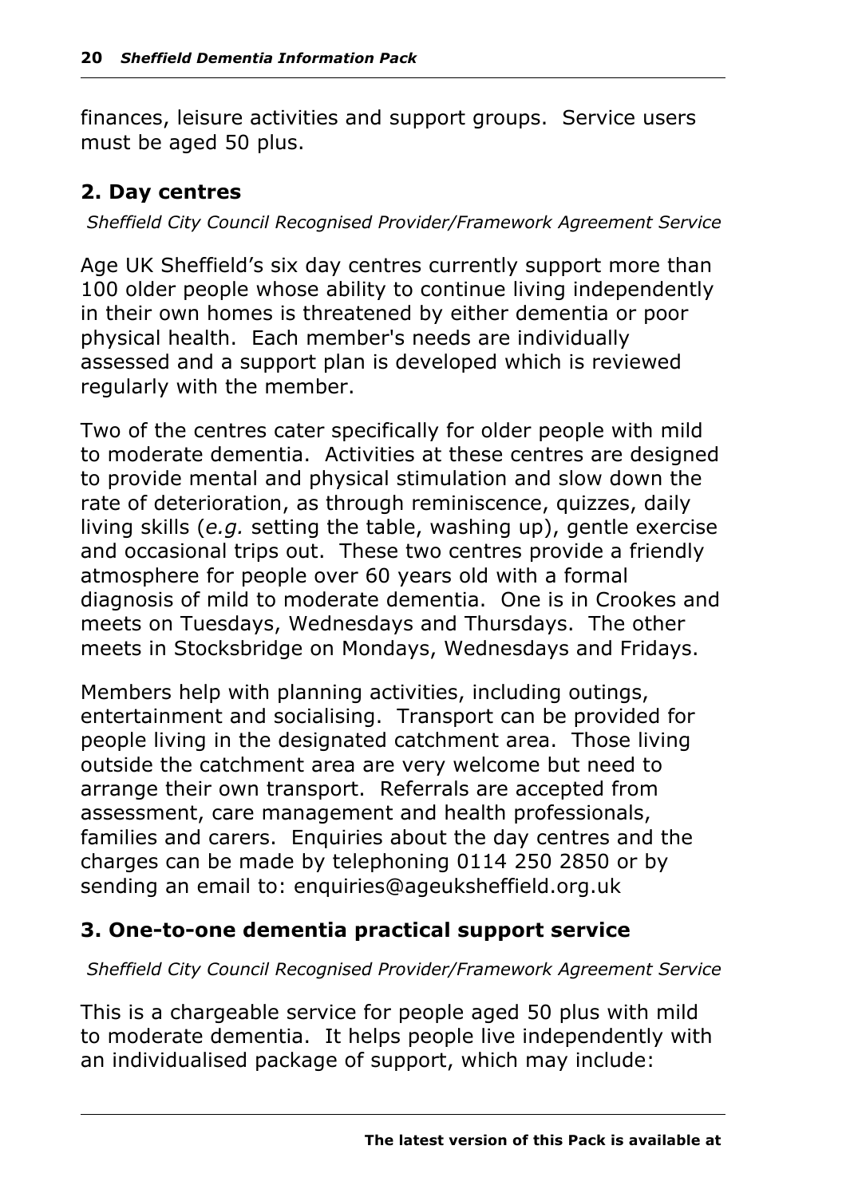finances, leisure activities and support groups. Service users must be aged 50 plus.

## 2. Day centres

*Sheffield City Council Recognised Provider/Framework Agreement Service*

Age UK Sheffield's six day centres currently support more than 100 older people whose ability to continue living independently in their own homes is threatened by either dementia or poor physical health. Each member's needs are individually assessed and a support plan is developed which is reviewed regularly with the member.

Two of the centres cater specifically for older people with mild to moderate dementia. Activities at these centres are designed to provide mental and physical stimulation and slow down the rate of deterioration, as through reminiscence, quizzes, daily living skills (*e.g.* setting the table, washing up), gentle exercise and occasional trips out. These two centres provide a friendly atmosphere for people over 60 years old with a formal diagnosis of mild to moderate dementia. One is in Crookes and meets on Tuesdays, Wednesdays and Thursdays. The other meets in Stocksbridge on Mondays, Wednesdays and Fridays.

Members help with planning activities, including outings, entertainment and socialising. Transport can be provided for people living in the designated catchment area. Those living outside the catchment area are very welcome but need to arrange their own transport. Referrals are accepted from assessment, care management and health professionals, families and carers. Enquiries about the day centres and the charges can be made by telephoning 0114 250 2850 or by sending an email to: enquiries@ageuksheffield.org.uk

## 3. One-to-one dementia practical support service

*Sheffield City Council Recognised Provider/Framework Agreement Service*

This is a chargeable service for people aged 50 plus with mild to moderate dementia. It helps people live independently with an individualised package of support, which may include: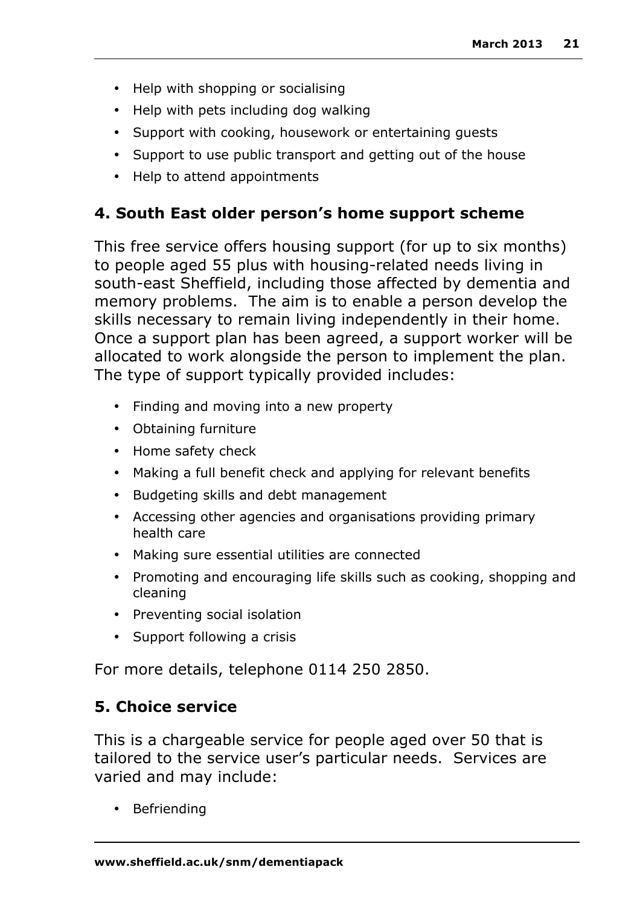- Help with shopping or socialising
- Help with pets including dog walking
- Support with cooking, housework or entertaining guests
- Support to use public transport and getting out of the house
- Help to attend appointments

### 4. South East older person's home support scheme

This free service offers housing support (for up to six months) to people aged 55 plus with housing-related needs living in south-east Sheffield, including those affected by dementia and memory problems. The aim is to enable a person develop the skills necessary to remain living independently in their home. Once a support plan has been agreed, a support worker will be allocated to work alongside the person to implement the plan. The type of support typically provided includes:

- Finding and moving into a new property
- Obtaining furniture
- Home safety check
- Making a full benefit check and applying for relevant benefits
- Budgeting skills and debt management
- Accessing other agencies and organisations providing primary health care
- Making sure essential utilities are connected
- Promoting and encouraging life skills such as cooking, shopping and cleaning
- Preventing social isolation
- Support following a crisis

For more details, telephone 0114 250 2850.

### 5. Choice service

This is a chargeable service for people aged over 50 that is tailored to the service user's particular needs. Services are varied and may include:

- Befriending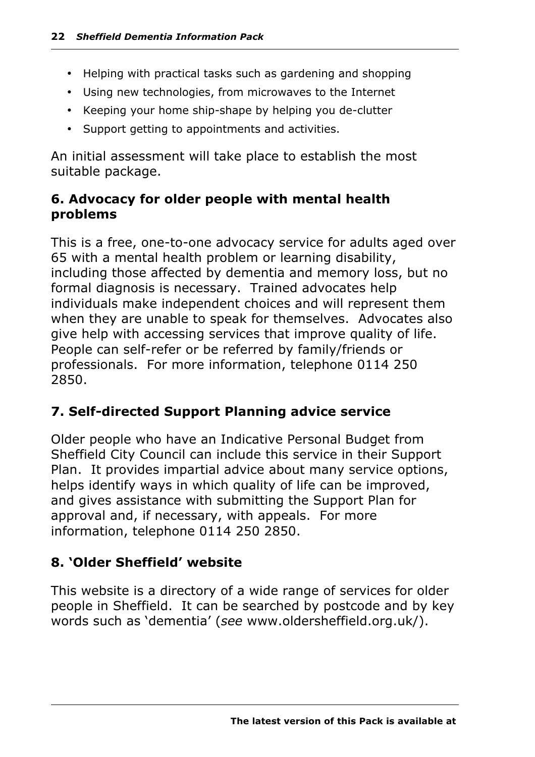- Helping with practical tasks such as gardening and shopping
- Using new technologies, from microwaves to the Internet
- Keeping your home ship-shape by helping you de-clutter
- Support getting to appointments and activities.

An initial assessment will take place to establish the most suitable package.

### 6. Advocacy for older people with mental health problems

This is a free, one-to-one advocacy service for adults aged over 65 with a mental health problem or learning disability, including those affected by dementia and memory loss, but no formal diagnosis is necessary. Trained advocates help individuals make independent choices and will represent them when they are unable to speak for themselves. Advocates also give help with accessing services that improve quality of life. People can self-refer or be referred by family/friends or professionals. For more information, telephone 0114 250 2850.

### 7. Self-directed Support Planning advice service

Older people who have an Indicative Personal Budget from Sheffield City Council can include this service in their Support Plan. It provides impartial advice about many service options, helps identify ways in which quality of life can be improved, and gives assistance with submitting the Support Plan for approval and, if necessary, with appeals. For more information, telephone 0114 250 2850.

### 8. 'Older Sheffield' website

This website is a directory of a wide range of services for older people in Sheffield. It can be searched by postcode and by key words such as 'dementia' (*see* www.oldersheffield.org.uk/).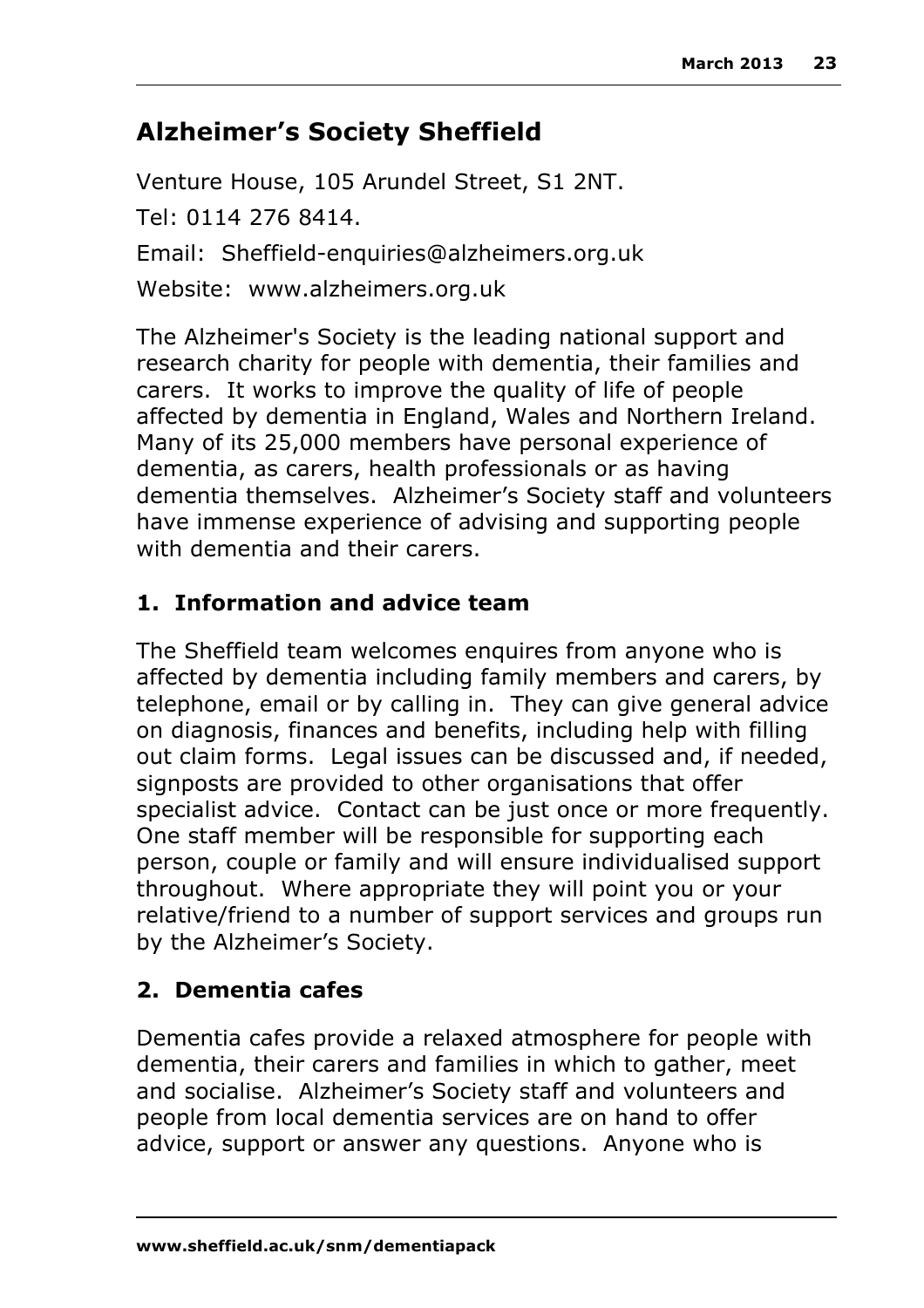## Alzheimer's Society Sheffield

Venture House, 105 Arundel Street, S1 2NT.

Tel: 0114 276 8414.

Email: Sheffield-enquiries@alzheimers.org.uk

Website: www.alzheimers.org.uk

The Alzheimer's Society is the leading national support and research charity for people with dementia, their families and carers. It works to improve the quality of life of people affected by dementia in England, Wales and Northern Ireland. Many of its 25,000 members have personal experience of dementia, as carers, health professionals or as having dementia themselves. Alzheimer's Society staff and volunteers have immense experience of advising and supporting people with dementia and their carers.

### 1. Information and advice team

The Sheffield team welcomes enquires from anyone who is affected by dementia including family members and carers, by telephone, email or by calling in. They can give general advice on diagnosis, finances and benefits, including help with filling out claim forms. Legal issues can be discussed and, if needed, signposts are provided to other organisations that offer specialist advice. Contact can be just once or more frequently. One staff member will be responsible for supporting each person, couple or family and will ensure individualised support throughout. Where appropriate they will point you or your relative/friend to a number of support services and groups run by the Alzheimer's Society.

### 2. Dementia cafes

Dementia cafes provide a relaxed atmosphere for people with dementia, their carers and families in which to gather, meet and socialise. Alzheimer's Society staff and volunteers and people from local dementia services are on hand to offer advice, support or answer any questions. Anyone who is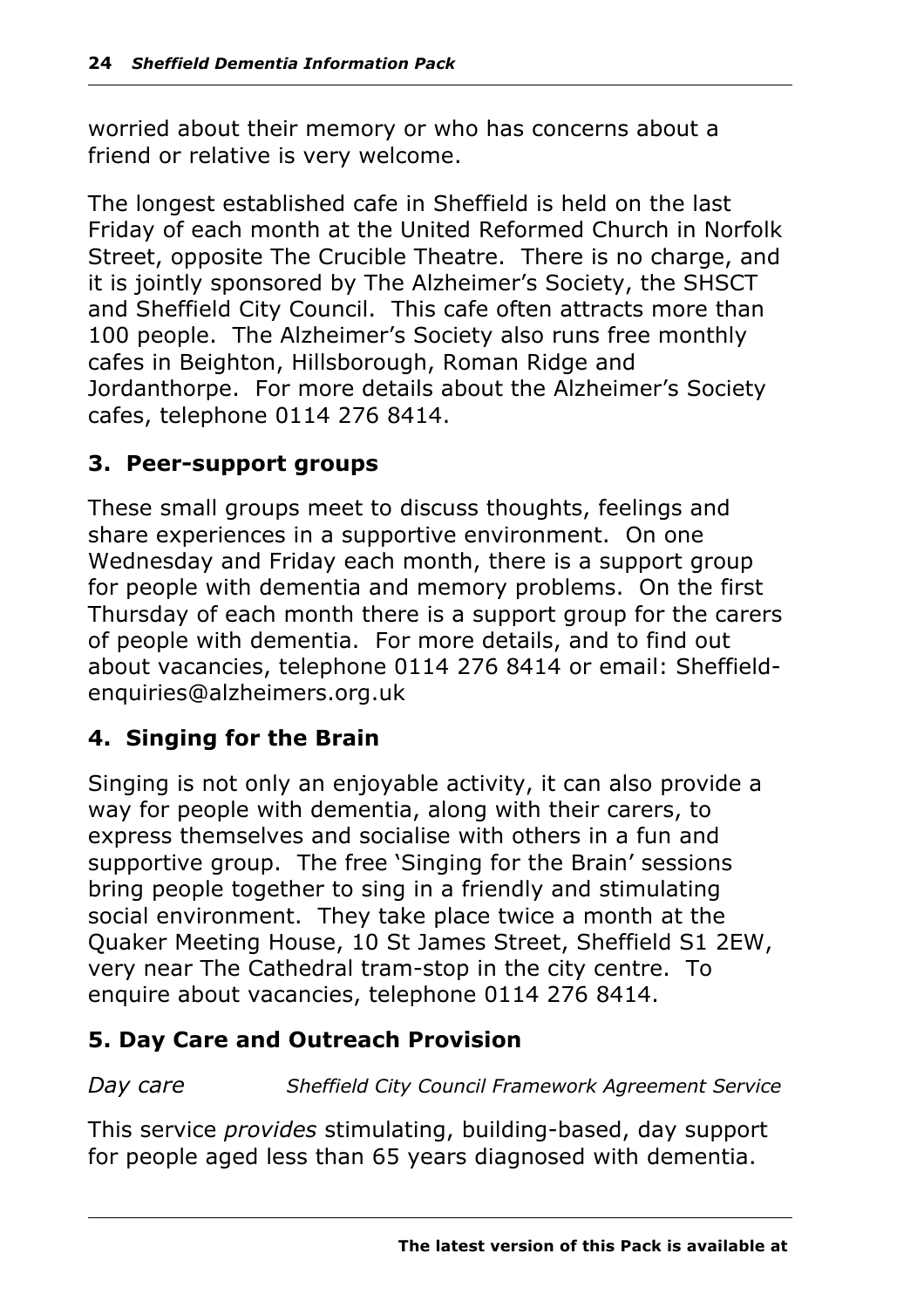worried about their memory or who has concerns about a friend or relative is very welcome.

The longest established cafe in Sheffield is held on the last Friday of each month at the United Reformed Church in Norfolk Street, opposite The Crucible Theatre. There is no charge, and it is jointly sponsored by The Alzheimer's Society, the SHSCT and Sheffield City Council. This cafe often attracts more than 100 people. The Alzheimer's Society also runs free monthly cafes in Beighton, Hillsborough, Roman Ridge and Jordanthorpe. For more details about the Alzheimer's Society cafes, telephone 0114 276 8414.

### 3. Peer-support groups

These small groups meet to discuss thoughts, feelings and share experiences in a supportive environment. On one Wednesday and Friday each month, there is a support group for people with dementia and memory problems. On the first Thursday of each month there is a support group for the carers of people with dementia. For more details, and to find out about vacancies, telephone 0114 276 8414 or email: Sheffield-enquiries@alzheimers.org.uk

### 4. Singing for the Brain

Singing is not only an enjoyable activity, it can also provide a way for people with dementia, along with their carers, to express themselves and socialise with others in a fun and supportive group. The free 'Singing for the Brain' sessions bring people together to sing in a friendly and stimulating social environment. They take place twice a month at the Quaker Meeting House, 10 St James Street, Sheffield S1 2EW, very near The Cathedral tram-stop in the city centre. To enquire about vacancies, telephone 0114 276 8414.

### 5. Day Care and Outreach Provision

*Day care* *Sheffield City Council Framework Agreement Service*

This service *provides* stimulating, building-based, day support for people aged less than 65 years diagnosed with dementia.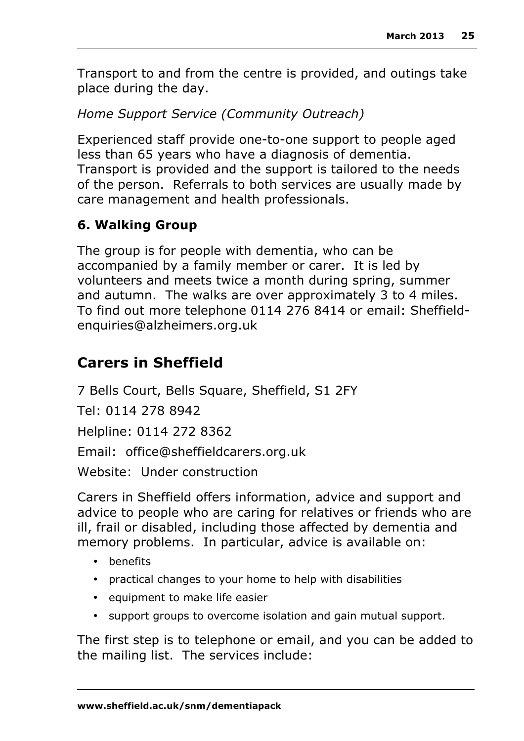Transport to and from the centre is provided, and outings take place during the day.

*Home Support Service (Community Outreach)*

Experienced staff provide one-to-one support to people aged less than 65 years who have a diagnosis of dementia. Transport is provided and the support is tailored to the needs of the person. Referrals to both services are usually made by care management and health professionals.

### 6. Walking Group

The group is for people with dementia, who can be accompanied by a family member or carer. It is led by volunteers and meets twice a month during spring, summer and autumn. The walks are over approximately 3 to 4 miles. To find out more telephone 0114 276 8414 or email: Sheffield-enquiries@alzheimers.org.uk

## Carers in Sheffield

7 Bells Court, Bells Square, Sheffield, S1 2FY

Tel: 0114 278 8942

Helpline: 0114 272 8362

Email: office@sheffieldcarers.org.uk

Website: Under construction

Carers in Sheffield offers information, advice and support and advice to people who are caring for relatives or friends who are ill, frail or disabled, including those affected by dementia and memory problems. In particular, advice is available on:

- benefits
- practical changes to your home to help with disabilities
- equipment to make life easier
- support groups to overcome isolation and gain mutual support.

The first step is to telephone or email, and you can be added to the mailing list. The services include: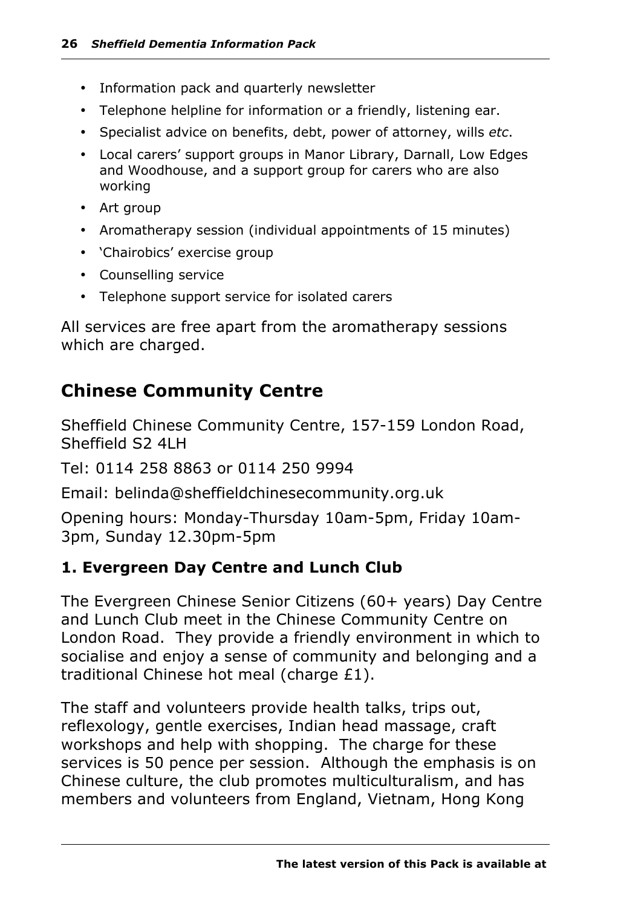- Information pack and quarterly newsletter
- Telephone helpline for information or a friendly, listening ear.
- Specialist advice on benefits, debt, power of attorney, wills *etc*.
- Local carers' support groups in Manor Library, Darnall, Low Edges and Woodhouse, and a support group for carers who are also working
- Art group
- Aromatherapy session (individual appointments of 15 minutes)
- 'Chairobics' exercise group
- Counselling service
- Telephone support service for isolated carers

All services are free apart from the aromatherapy sessions which are charged.

## Chinese Community Centre

Sheffield Chinese Community Centre, 157-159 London Road, Sheffield S2 4LH

Tel: 0114 258 8863 or 0114 250 9994

Email: belinda@sheffieldchinesecommunity.org.uk

Opening hours: Monday-Thursday 10am-5pm, Friday 10am-3pm, Sunday 12.30pm-5pm

### 1. Evergreen Day Centre and Lunch Club

The Evergreen Chinese Senior Citizens (60+ years) Day Centre and Lunch Club meet in the Chinese Community Centre on London Road. They provide a friendly environment in which to socialise and enjoy a sense of community and belonging and a traditional Chinese hot meal (charge £1).

The staff and volunteers provide health talks, trips out, reflexology, gentle exercises, Indian head massage, craft workshops and help with shopping. The charge for these services is 50 pence per session. Although the emphasis is on Chinese culture, the club promotes multiculturalism, and has members and volunteers from England, Vietnam, Hong Kong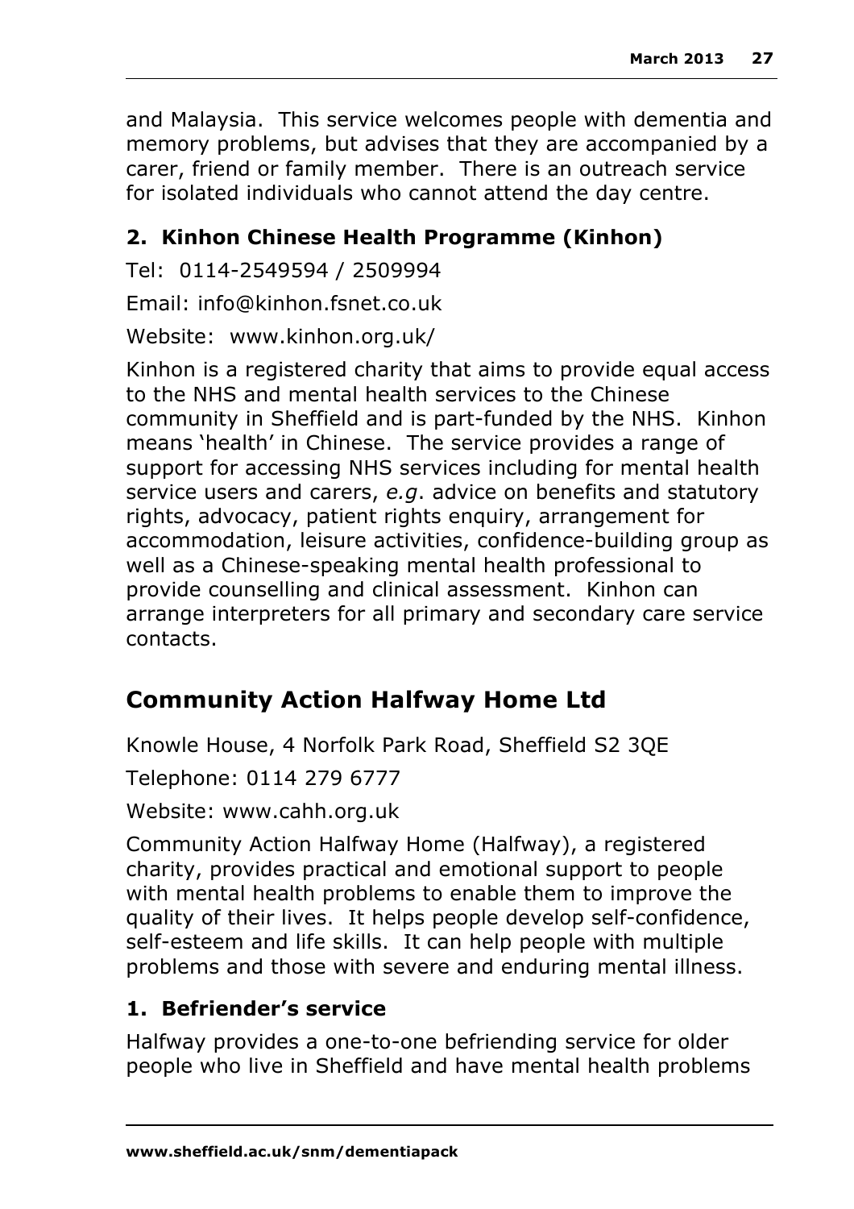and Malaysia. This service welcomes people with dementia and memory problems, but advises that they are accompanied by a carer, friend or family member. There is an outreach service for isolated individuals who cannot attend the day centre.

### 2. Kinhon Chinese Health Programme (Kinhon)

Tel: 0114-2549594 / 2509994

Email: info@kinhon.fsnet.co.uk

Website: www.kinhon.org.uk/

Kinhon is a registered charity that aims to provide equal access to the NHS and mental health services to the Chinese community in Sheffield and is part-funded by the NHS. Kinhon means 'health' in Chinese. The service provides a range of support for accessing NHS services including for mental health service users and carers, *e.g*. advice on benefits and statutory rights, advocacy, patient rights enquiry, arrangement for accommodation, leisure activities, confidence-building group as well as a Chinese-speaking mental health professional to provide counselling and clinical assessment. Kinhon can arrange interpreters for all primary and secondary care service contacts.

## Community Action Halfway Home Ltd

Knowle House, 4 Norfolk Park Road, Sheffield S2 3QE

Telephone: 0114 279 6777

Website: www.cahh.org.uk

Community Action Halfway Home (Halfway), a registered charity, provides practical and emotional support to people with mental health problems to enable them to improve the quality of their lives. It helps people develop self-confidence, self-esteem and life skills. It can help people with multiple problems and those with severe and enduring mental illness.

### 1. Befriender's service

Halfway provides a one-to-one befriending service for older people who live in Sheffield and have mental health problems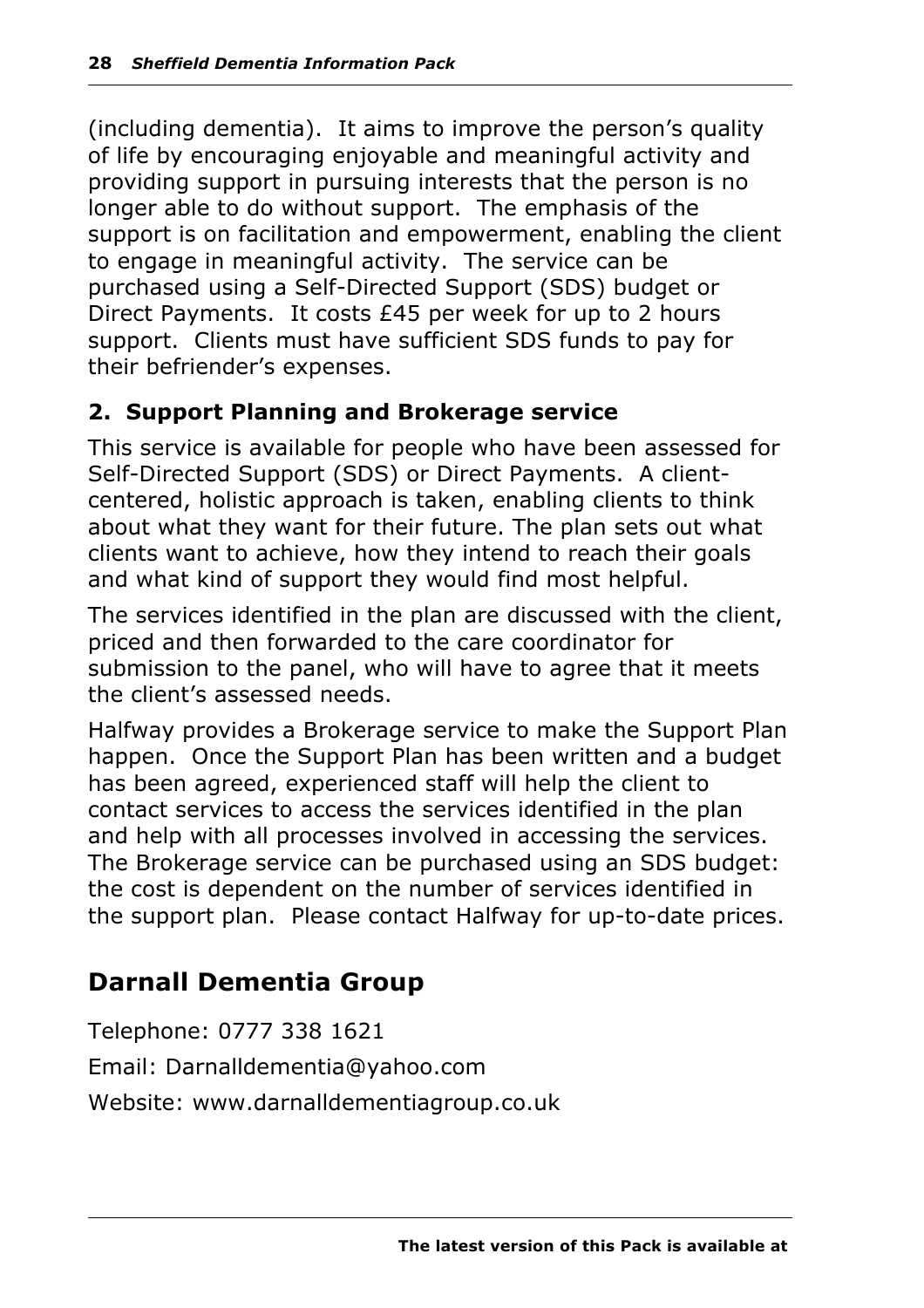(including dementia). It aims to improve the person's quality of life by encouraging enjoyable and meaningful activity and providing support in pursuing interests that the person is no longer able to do without support. The emphasis of the support is on facilitation and empowerment, enabling the client to engage in meaningful activity. The service can be purchased using a Self-Directed Support (SDS) budget or Direct Payments. It costs £45 per week for up to 2 hours support. Clients must have sufficient SDS funds to pay for their befriender's expenses.

### 2. Support Planning and Brokerage service

This service is available for people who have been assessed for Self-Directed Support (SDS) or Direct Payments. A client-centered, holistic approach is taken, enabling clients to think about what they want for their future. The plan sets out what clients want to achieve, how they intend to reach their goals and what kind of support they would find most helpful.

The services identified in the plan are discussed with the client, priced and then forwarded to the care coordinator for submission to the panel, who will have to agree that it meets the client's assessed needs.

Halfway provides a Brokerage service to make the Support Plan happen. Once the Support Plan has been written and a budget has been agreed, experienced staff will help the client to contact services to access the services identified in the plan and help with all processes involved in accessing the services. The Brokerage service can be purchased using an SDS budget: the cost is dependent on the number of services identified in the support plan. Please contact Halfway for up-to-date prices.

## Darnall Dementia Group

Telephone: 0777 338 1621

Email: Darnalldementia@yahoo.com

Website: www.darnalldementiagroup.co.uk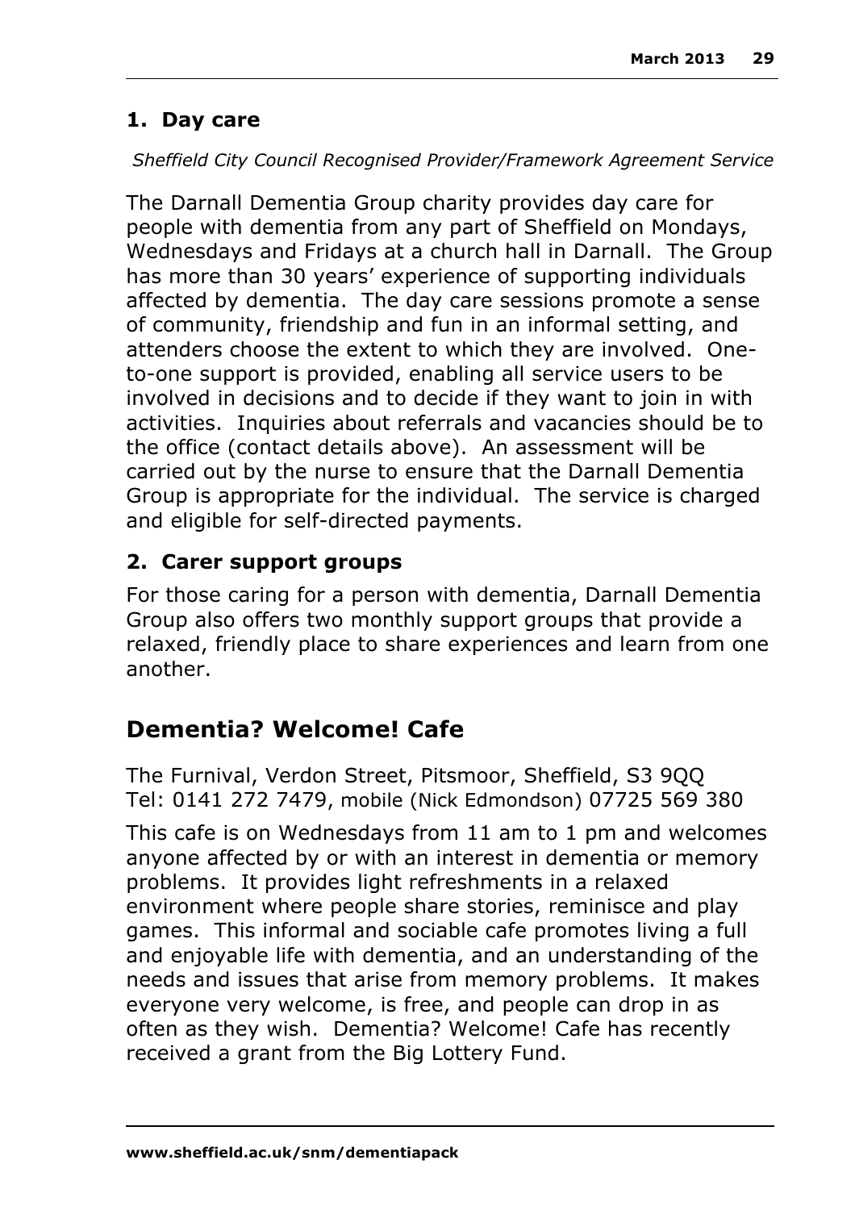**1. Day care**

*Sheffield City Council Recognised Provider/Framework Agreement Service*

The Darnall Dementia Group charity provides day care for people with dementia from any part of Sheffield on Mondays, Wednesdays and Fridays at a church hall in Darnall. The Group has more than 30 years' experience of supporting individuals affected by dementia. The day care sessions promote a sense of community, friendship and fun in an informal setting, and attenders choose the extent to which they are involved. One-to-one support is provided, enabling all service users to be involved in decisions and to decide if they want to join in with activities. Inquiries about referrals and vacancies should be to the office (contact details above). An assessment will be carried out by the nurse to ensure that the Darnall Dementia Group is appropriate for the individual. The service is charged and eligible for self-directed payments.

**2. Carer support groups**

For those caring for a person with dementia, Darnall Dementia Group also offers two monthly support groups that provide a relaxed, friendly place to share experiences and learn from one another.

## Dementia? Welcome! Cafe

The Furnival, Verdon Street, Pitsmoor, Sheffield, S3 9QQ
Tel: 0141 272 7479, mobile (Nick Edmondson) 07725 569 380

This cafe is on Wednesdays from 11 am to 1 pm and welcomes anyone affected by or with an interest in dementia or memory problems. It provides light refreshments in a relaxed environment where people share stories, reminisce and play games. This informal and sociable cafe promotes living a full and enjoyable life with dementia, and an understanding of the needs and issues that arise from memory problems. It makes everyone very welcome, is free, and people can drop in as often as they wish. Dementia? Welcome! Cafe has recently received a grant from the Big Lottery Fund.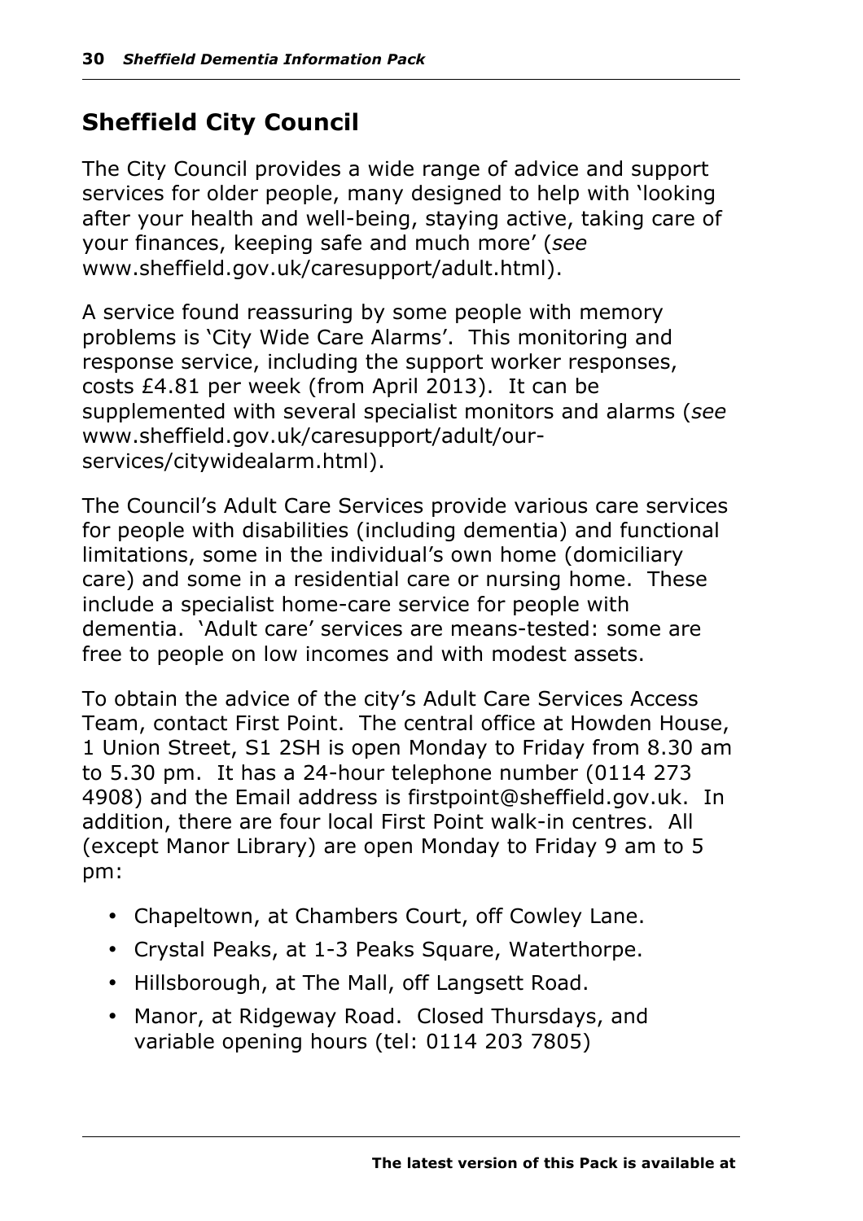## Sheffield City Council

The City Council provides a wide range of advice and support services for older people, many designed to help with 'looking after your health and well-being, staying active, taking care of your finances, keeping safe and much more' (*see* www.sheffield.gov.uk/caresupport/adult.html).

A service found reassuring by some people with memory problems is 'City Wide Care Alarms'. This monitoring and response service, including the support worker responses, costs £4.81 per week (from April 2013). It can be supplemented with several specialist monitors and alarms (*see* www.sheffield.gov.uk/caresupport/adult/our-services/citywidealarm.html).

The Council's Adult Care Services provide various care services for people with disabilities (including dementia) and functional limitations, some in the individual's own home (domiciliary care) and some in a residential care or nursing home. These include a specialist home-care service for people with dementia. 'Adult care' services are means-tested: some are free to people on low incomes and with modest assets.

To obtain the advice of the city's Adult Care Services Access Team, contact First Point. The central office at Howden House, 1 Union Street, S1 2SH is open Monday to Friday from 8.30 am to 5.30 pm. It has a 24-hour telephone number (0114 273 4908) and the Email address is firstpoint@sheffield.gov.uk. In addition, there are four local First Point walk-in centres. All (except Manor Library) are open Monday to Friday 9 am to 5 pm:

- Chapeltown, at Chambers Court, off Cowley Lane.
- Crystal Peaks, at 1-3 Peaks Square, Waterthorpe.
- Hillsborough, at The Mall, off Langsett Road.
- Manor, at Ridgeway Road. Closed Thursdays, and variable opening hours (tel: 0114 203 7805)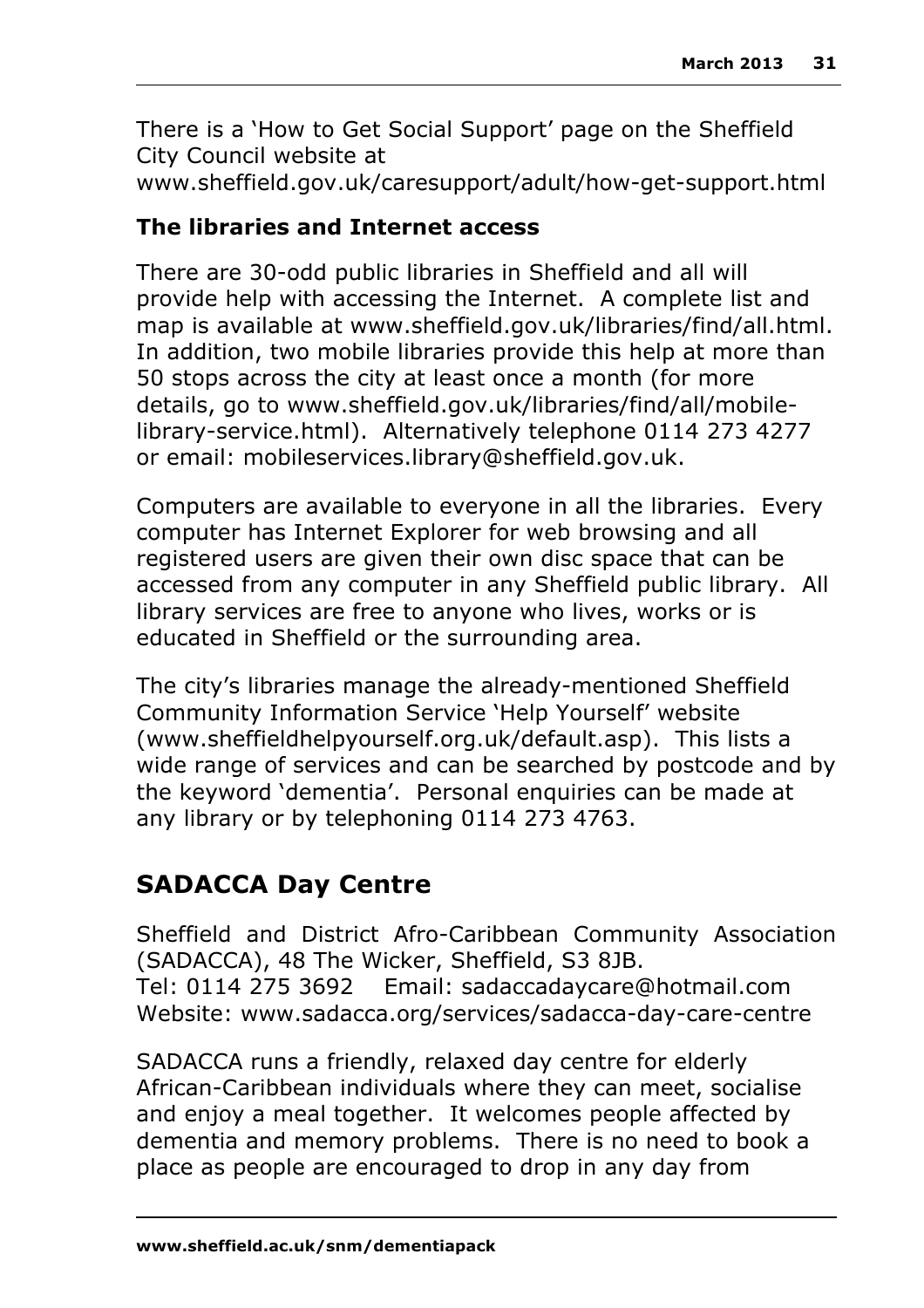There is a 'How to Get Social Support' page on the Sheffield City Council website at www.sheffield.gov.uk/caresupport/adult/how-get-support.html

### The libraries and Internet access

There are 30-odd public libraries in Sheffield and all will provide help with accessing the Internet. A complete list and map is available at www.sheffield.gov.uk/libraries/find/all.html. In addition, two mobile libraries provide this help at more than 50 stops across the city at least once a month (for more details, go to www.sheffield.gov.uk/libraries/find/all/mobile-library-service.html). Alternatively telephone 0114 273 4277 or email: mobileservices.library@sheffield.gov.uk.

Computers are available to everyone in all the libraries. Every computer has Internet Explorer for web browsing and all registered users are given their own disc space that can be accessed from any computer in any Sheffield public library. All library services are free to anyone who lives, works or is educated in Sheffield or the surrounding area.

The city's libraries manage the already-mentioned Sheffield Community Information Service 'Help Yourself' website (www.sheffieldhelpyourself.org.uk/default.asp). This lists a wide range of services and can be searched by postcode and by the keyword 'dementia'. Personal enquiries can be made at any library or by telephoning 0114 273 4763.

## SADACCA Day Centre

Sheffield and District Afro-Caribbean Community Association (SADACCA), 48 The Wicker, Sheffield, S3 8JB.
Tel: 0114 275 3692 Email: sadaccadaycare@hotmail.com
Website: www.sadacca.org/services/sadacca-day-care-centre

SADACCA runs a friendly, relaxed day centre for elderly African-Caribbean individuals where they can meet, socialise and enjoy a meal together. It welcomes people affected by dementia and memory problems. There is no need to book a place as people are encouraged to drop in any day from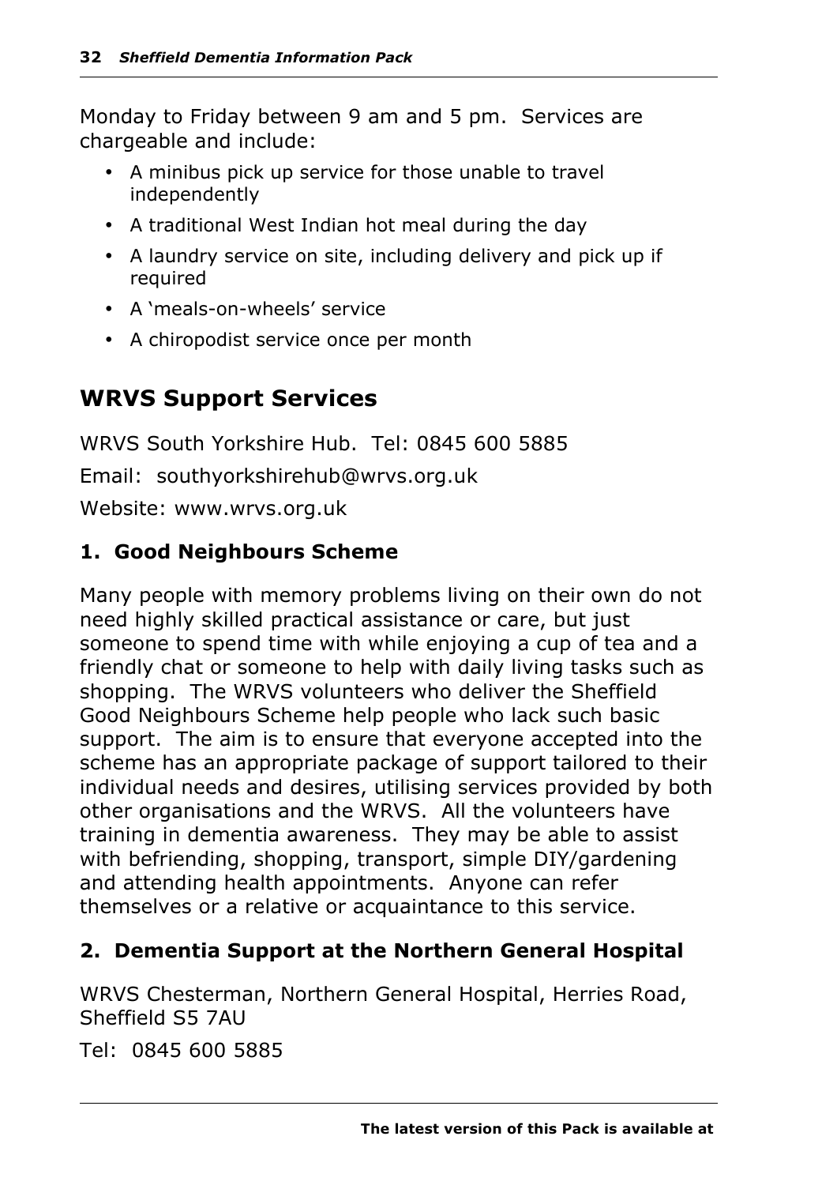Monday to Friday between 9 am and 5 pm. Services are chargeable and include:

- A minibus pick up service for those unable to travel independently
- A traditional West Indian hot meal during the day
- A laundry service on site, including delivery and pick up if required
- A 'meals-on-wheels' service
- A chiropodist service once per month

## WRVS Support Services

WRVS South Yorkshire Hub. Tel: 0845 600 5885

Email: southyorkshirehub@wrvs.org.uk

Website: www.wrvs.org.uk

### 1. Good Neighbours Scheme

Many people with memory problems living on their own do not need highly skilled practical assistance or care, but just someone to spend time with while enjoying a cup of tea and a friendly chat or someone to help with daily living tasks such as shopping. The WRVS volunteers who deliver the Sheffield Good Neighbours Scheme help people who lack such basic support. The aim is to ensure that everyone accepted into the scheme has an appropriate package of support tailored to their individual needs and desires, utilising services provided by both other organisations and the WRVS. All the volunteers have training in dementia awareness. They may be able to assist with befriending, shopping, transport, simple DIY/gardening and attending health appointments. Anyone can refer themselves or a relative or acquaintance to this service.

### 2. Dementia Support at the Northern General Hospital

WRVS Chesterman, Northern General Hospital, Herries Road, Sheffield S5 7AU

Tel: 0845 600 5885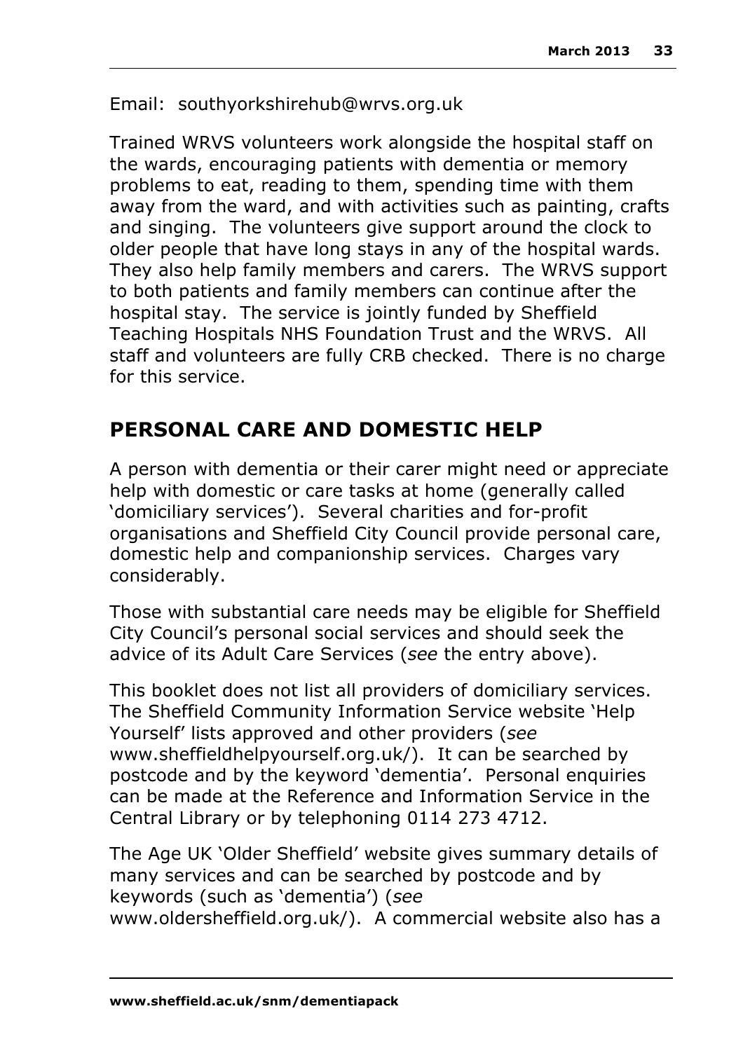Email: southyorkshirehub@wrvs.org.uk

Trained WRVS volunteers work alongside the hospital staff on the wards, encouraging patients with dementia or memory problems to eat, reading to them, spending time with them away from the ward, and with activities such as painting, crafts and singing. The volunteers give support around the clock to older people that have long stays in any of the hospital wards. They also help family members and carers. The WRVS support to both patients and family members can continue after the hospital stay. The service is jointly funded by Sheffield Teaching Hospitals NHS Foundation Trust and the WRVS. All staff and volunteers are fully CRB checked. There is no charge for this service.

## PERSONAL CARE AND DOMESTIC HELP

A person with dementia or their carer might need or appreciate help with domestic or care tasks at home (generally called 'domiciliary services'). Several charities and for-profit organisations and Sheffield City Council provide personal care, domestic help and companionship services. Charges vary considerably.

Those with substantial care needs may be eligible for Sheffield City Council's personal social services and should seek the advice of its Adult Care Services (*see* the entry above).

This booklet does not list all providers of domiciliary services. The Sheffield Community Information Service website 'Help Yourself' lists approved and other providers (*see* www.sheffieldhelpyourself.org.uk/). It can be searched by postcode and by the keyword 'dementia'. Personal enquiries can be made at the Reference and Information Service in the Central Library or by telephoning 0114 273 4712.

The Age UK 'Older Sheffield' website gives summary details of many services and can be searched by postcode and by keywords (such as 'dementia') (*see* www.oldersheffield.org.uk/). A commercial website also has a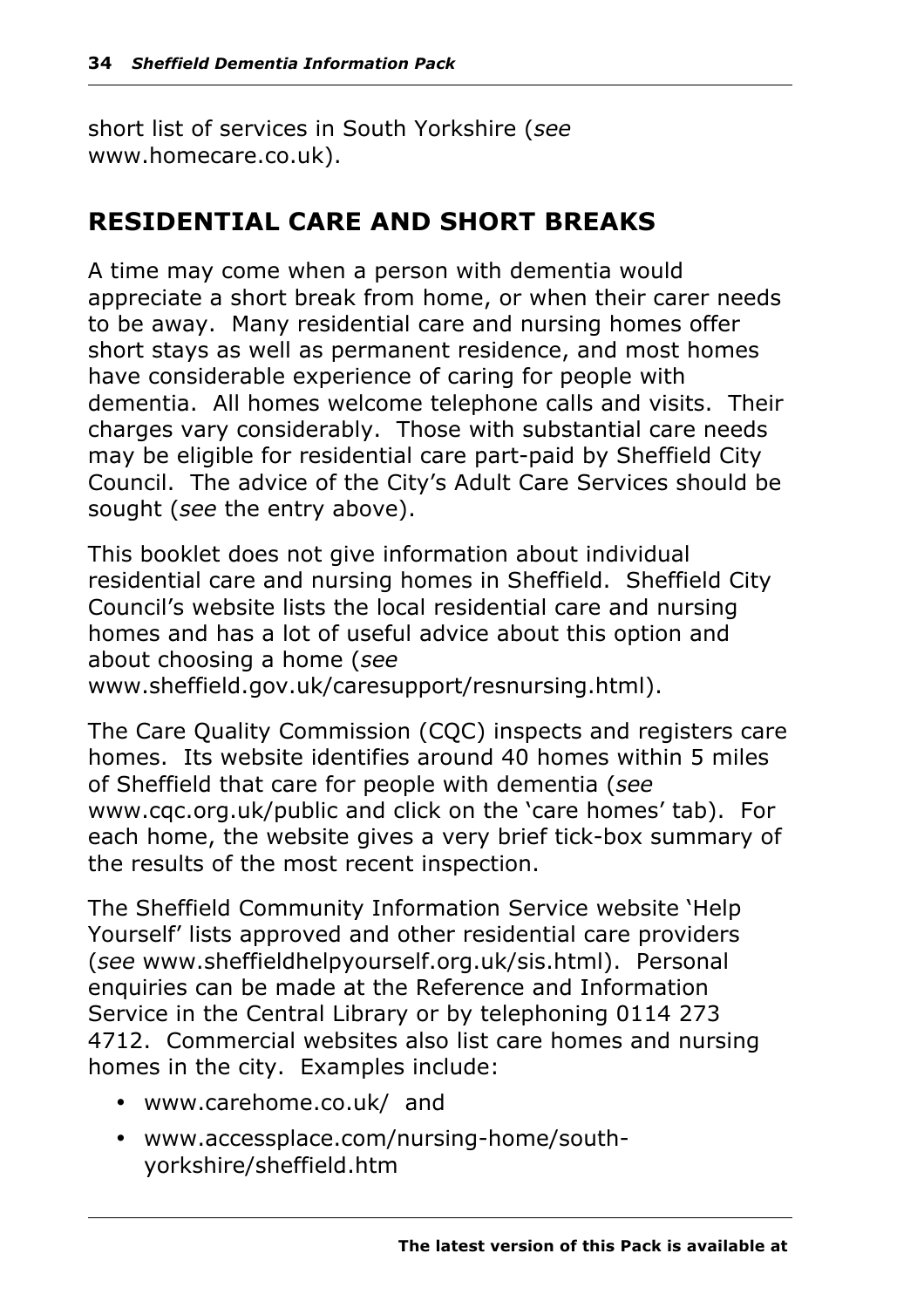short list of services in South Yorkshire (*see* www.homecare.co.uk).

## RESIDENTIAL CARE AND SHORT BREAKS

A time may come when a person with dementia would appreciate a short break from home, or when their carer needs to be away. Many residential care and nursing homes offer short stays as well as permanent residence, and most homes have considerable experience of caring for people with dementia. All homes welcome telephone calls and visits. Their charges vary considerably. Those with substantial care needs may be eligible for residential care part-paid by Sheffield City Council. The advice of the City's Adult Care Services should be sought (*see* the entry above).

This booklet does not give information about individual residential care and nursing homes in Sheffield. Sheffield City Council's website lists the local residential care and nursing homes and has a lot of useful advice about this option and about choosing a home (*see* www.sheffield.gov.uk/caresupport/resnursing.html).

The Care Quality Commission (CQC) inspects and registers care homes. Its website identifies around 40 homes within 5 miles of Sheffield that care for people with dementia (*see* www.cqc.org.uk/public and click on the 'care homes' tab). For each home, the website gives a very brief tick-box summary of the results of the most recent inspection.

The Sheffield Community Information Service website 'Help Yourself' lists approved and other residential care providers (*see* www.sheffieldhelpyourself.org.uk/sis.html). Personal enquiries can be made at the Reference and Information Service in the Central Library or by telephoning 0114 273 4712. Commercial websites also list care homes and nursing homes in the city. Examples include:

- www.carehome.co.uk/ and
- www.accessplace.com/nursing-home/south-yorkshire/sheffield.htm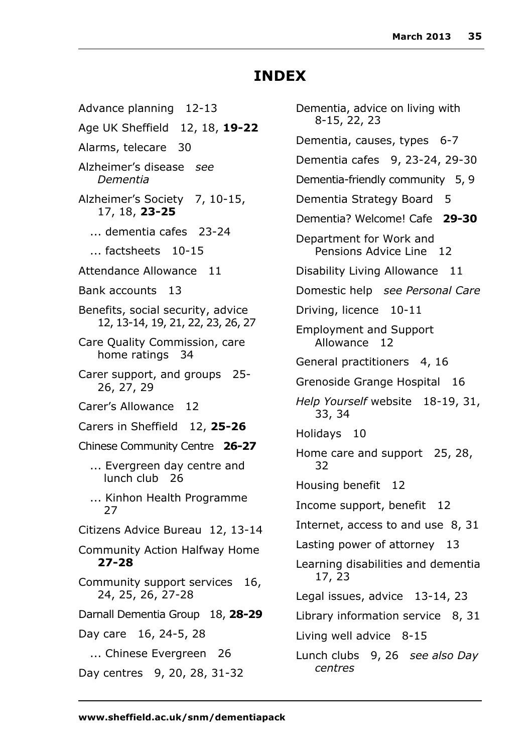# INDEX

Advance planning 12-13

Age UK Sheffield 12, 18, **19-22**

Alarms, telecare 30

Alzheimer's disease *see Dementia*

Alzheimer's Society 7, 10-15, 17, 18, **23-25**

... dementia cafes 23-24

... factsheets 10-15

Attendance Allowance 11

Bank accounts 13

Benefits, social security, advice 12, 13-14, 19, 21, 22, 23, 26, 27

Care Quality Commission, care home ratings 34

Carer support, and groups 25-26, 27, 29

Carer's Allowance 12

Carers in Sheffield 12, **25-26**

Chinese Community Centre **26-27**

... Evergreen day centre and lunch club 26

... Kinhon Health Programme 27

Citizens Advice Bureau 12, 13-14

Community Action Halfway Home **27-28**

Community support services 16, 24, 25, 26, 27-28

Darnall Dementia Group 18, **28-29**

Day care 16, 24-5, 28

... Chinese Evergreen 26

Day centres 9, 20, 28, 31-32

Dementia, advice on living with 8-15, 22, 23

Dementia, causes, types 6-7

Dementia cafes 9, 23-24, 29-30

Dementia-friendly community 5, 9

Dementia Strategy Board 5

Dementia? Welcome! Cafe **29-30**

Department for Work and Pensions Advice Line 12

Disability Living Allowance 11

Domestic help *see Personal Care*

Driving, licence 10-11

Employment and Support Allowance 12

General practitioners 4, 16

Grenoside Grange Hospital 16

*Help Yourself* website 18-19, 31, 33, 34

Holidays 10

Home care and support 25, 28, 32

Housing benefit 12

Income support, benefit 12

Internet, access to and use 8, 31

Lasting power of attorney 13

Learning disabilities and dementia 17, 23

Legal issues, advice 13-14, 23

Library information service 8, 31

Living well advice 8-15

Lunch clubs 9, 26 *see also Day centres*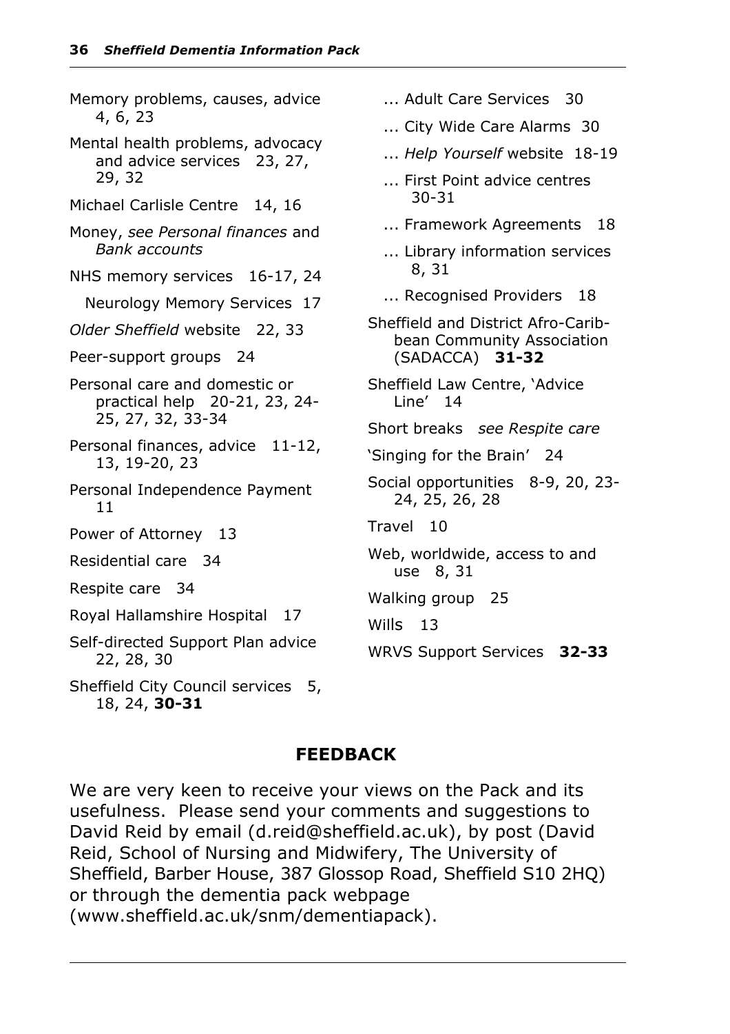Memory problems, causes, advice 4, 6, 23

Mental health problems, advocacy and advice services 23, 27, 29, 32

Michael Carlisle Centre 14, 16

Money, *see Personal finances* and *Bank accounts*

NHS memory services 16-17, 24

Neurology Memory Services 17

*Older Sheffield* website 22, 33

Peer-support groups 24

Personal care and domestic or practical help 20-21, 23, 24-25, 27, 32, 33-34

Personal finances, advice 11-12, 13, 19-20, 23

Personal Independence Payment 11

Power of Attorney 13

Residential care 34

Respite care 34

Royal Hallamshire Hospital 17

Self-directed Support Plan advice 22, 28, 30

Sheffield City Council services 5, 18, 24, **30-31**

... Adult Care Services 30

... City Wide Care Alarms 30

... *Help Yourself* website 18-19

... First Point advice centres 30-31

... Framework Agreements 18

... Library information services 8, 31

... Recognised Providers 18

Sheffield and District Afro-Caribbean Community Association (SADACCA) **31-32**

Sheffield Law Centre, 'Advice Line' 14

Short breaks *see Respite care*

'Singing for the Brain' 24

Social opportunities 8-9, 20, 23-24, 25, 26, 28

Travel 10

Web, worldwide, access to and use 8, 31

Walking group 25

Wills 13

WRVS Support Services **32-33**

## FEEDBACK

We are very keen to receive your views on the Pack and its usefulness. Please send your comments and suggestions to David Reid by email (d.reid@sheffield.ac.uk), by post (David Reid, School of Nursing and Midwifery, The University of Sheffield, Barber House, 387 Glossop Road, Sheffield S10 2HQ) or through the dementia pack webpage (www.sheffield.ac.uk/snm/dementiapack).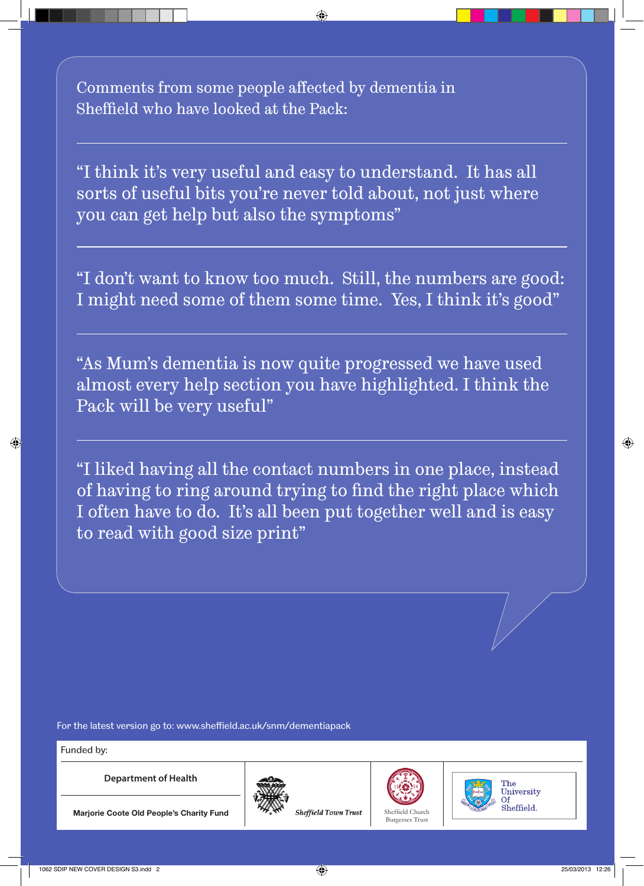Comments from some people affected by dementia in Sheffield who have looked at the Pack:

---

"I think it's very useful and easy to understand. It has all sorts of useful bits you're never told about, not just where you can get help but also the symptoms"

---

"I don't want to know too much. Still, the numbers are good: I might need some of them some time. Yes, I think it's good"

---

"As Mum's dementia is now quite progressed we have used almost every help section you have highlighted. I think the Pack will be very useful"

---

"I liked having all the contact numbers in one place, instead of having to ring around trying to find the right place which I often have to do. It's all been put together well and is easy to read with good size print"

For the latest version go to: www.sheffield.ac.uk/snm/dementiapack

Funded by:

Department of Health

Marjorie Coote Old People's Charity Fund

Sheffield Town Trust

Sheffield Church Burgesses Trust

The University Of Sheffield.